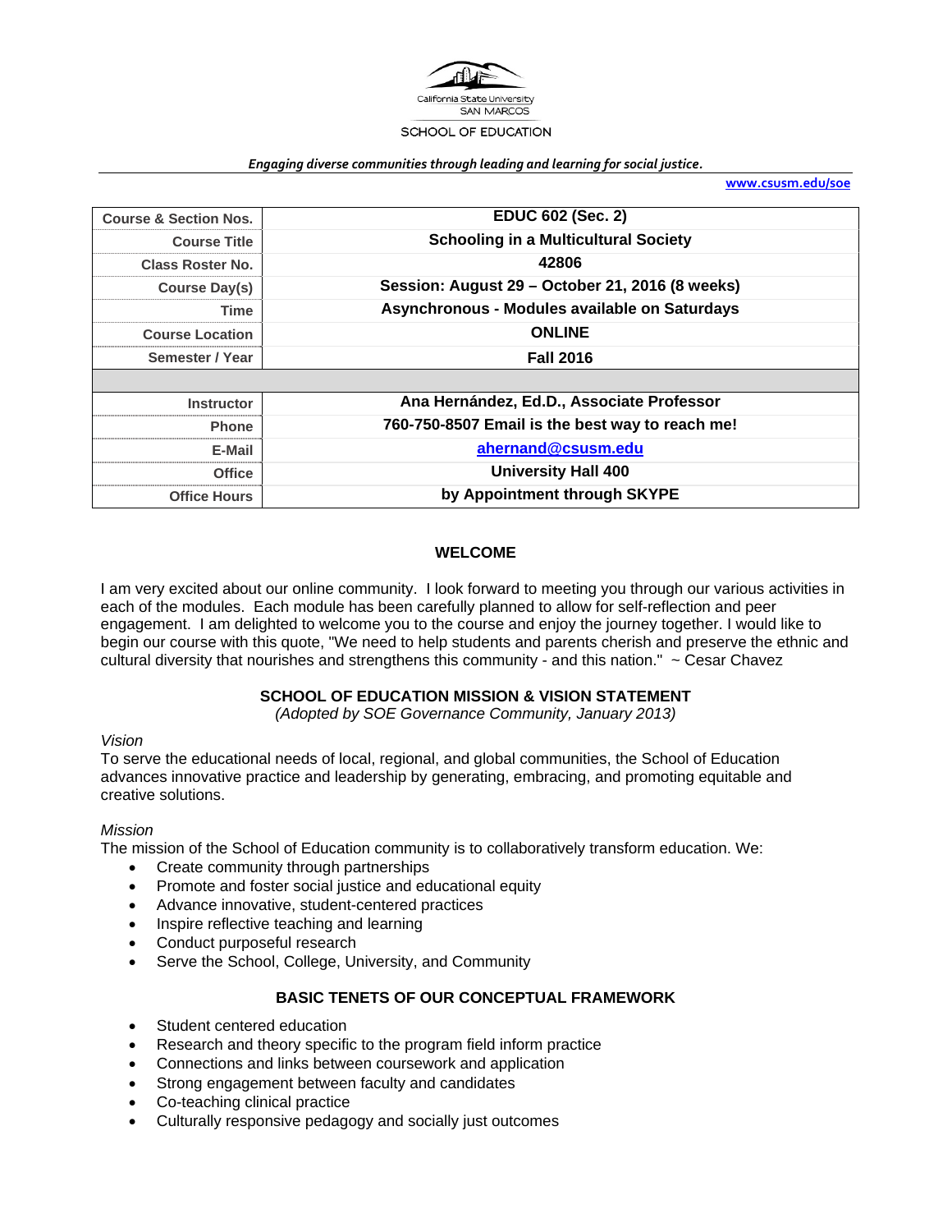California State University
SAN MARCOS
SCHOOL OF EDUCATION

*Engaging diverse communities through leading and learning for social justice.*

**www.csusm.edu/soe**

| Course & Section Nos. | EDUC 602 (Sec. 2) |
|---|---|
| Course Title | Schooling in a Multicultural Society |
| Class Roster No. | 42806 |
| Course Day(s) | Session: August 29 – October 21, 2016 (8 weeks) |
| Time | Asynchronous - Modules available on Saturdays |
| Course Location | ONLINE |
| Semester / Year | Fall 2016 |
| | |
| Instructor | Ana Hernández, Ed.D., Associate Professor |
| Phone | 760-750-8507 Email is the best way to reach me! |
| E-Mail | ahernand@csusm.edu |
| Office | University Hall 400 |
| Office Hours | by Appointment through SKYPE |

## WELCOME

I am very excited about our online community. I look forward to meeting you through our various activities in each of the modules. Each module has been carefully planned to allow for self-reflection and peer engagement. I am delighted to welcome you to the course and enjoy the journey together. I would like to begin our course with this quote, "We need to help students and parents cherish and preserve the ethnic and cultural diversity that nourishes and strengthens this community - and this nation." ~ Cesar Chavez

## SCHOOL OF EDUCATION MISSION & VISION STATEMENT

*(Adopted by SOE Governance Community, January 2013)*

*Vision*

To serve the educational needs of local, regional, and global communities, the School of Education advances innovative practice and leadership by generating, embracing, and promoting equitable and creative solutions.

*Mission*

The mission of the School of Education community is to collaboratively transform education. We:

- Create community through partnerships
- Promote and foster social justice and educational equity
- Advance innovative, student-centered practices
- Inspire reflective teaching and learning
- Conduct purposeful research
- Serve the School, College, University, and Community

## BASIC TENETS OF OUR CONCEPTUAL FRAMEWORK

- Student centered education
- Research and theory specific to the program field inform practice
- Connections and links between coursework and application
- Strong engagement between faculty and candidates
- Co-teaching clinical practice
- Culturally responsive pedagogy and socially just outcomes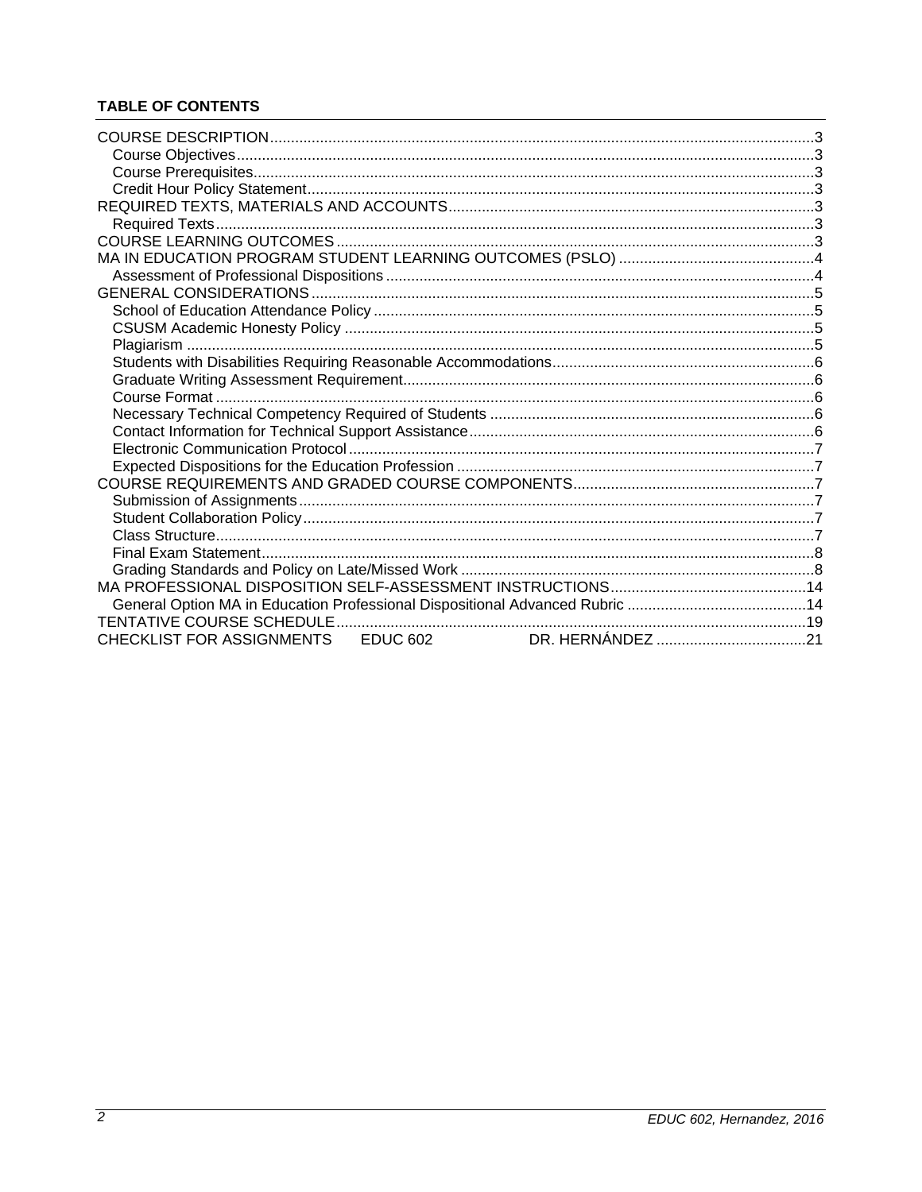**TABLE OF CONTENTS**

- COURSE DESCRIPTION ... 3
  - Course Objectives ... 3
  - Course Prerequisites ... 3
  - Credit Hour Policy Statement ... 3
- REQUIRED TEXTS, MATERIALS AND ACCOUNTS ... 3
  - Required Texts ... 3
- COURSE LEARNING OUTCOMES ... 3
- MA IN EDUCATION PROGRAM STUDENT LEARNING OUTCOMES (PSLO) ... 4
  - Assessment of Professional Dispositions ... 4
- GENERAL CONSIDERATIONS ... 5
  - School of Education Attendance Policy ... 5
  - CSUSM Academic Honesty Policy ... 5
  - Plagiarism ... 5
  - Students with Disabilities Requiring Reasonable Accommodations ... 6
  - Graduate Writing Assessment Requirement ... 6
  - Course Format ... 6
  - Necessary Technical Competency Required of Students ... 6
  - Contact Information for Technical Support Assistance ... 6
  - Electronic Communication Protocol ... 7
  - Expected Dispositions for the Education Profession ... 7
- COURSE REQUIREMENTS AND GRADED COURSE COMPONENTS ... 7
  - Submission of Assignments ... 7
  - Student Collaboration Policy ... 7
  - Class Structure ... 7
  - Final Exam Statement ... 8
  - Grading Standards and Policy on Late/Missed Work ... 8
- MA PROFESSIONAL DISPOSITION SELF-ASSESSMENT INSTRUCTIONS ... 14
  - General Option MA in Education Professional Dispositional Advanced Rubric ... 14
- TENTATIVE COURSE SCHEDULE ... 19
- CHECKLIST FOR ASSIGNMENTS EDUC 602 DR. HERNÁNDEZ ... 21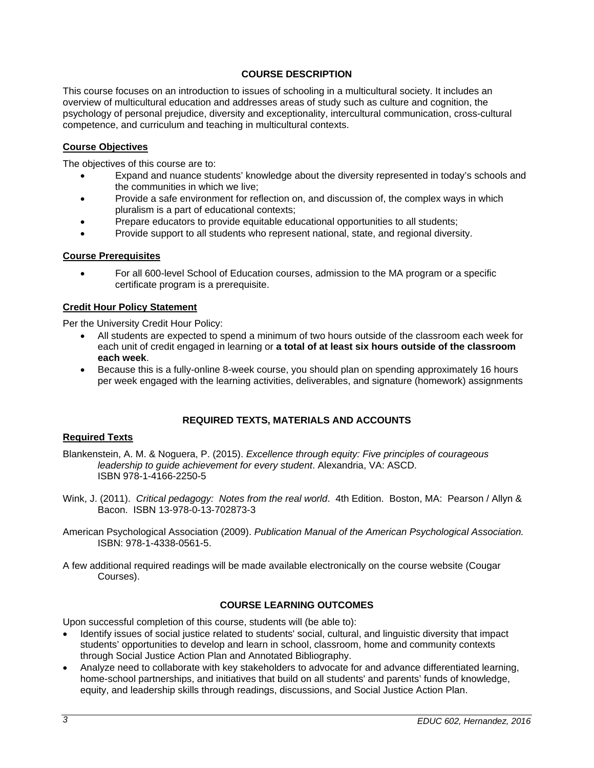## COURSE DESCRIPTION

This course focuses on an introduction to issues of schooling in a multicultural society. It includes an overview of multicultural education and addresses areas of study such as culture and cognition, the psychology of personal prejudice, diversity and exceptionality, intercultural communication, cross-cultural competence, and curriculum and teaching in multicultural contexts.

### Course Objectives

The objectives of this course are to:

- Expand and nuance students' knowledge about the diversity represented in today's schools and the communities in which we live;
- Provide a safe environment for reflection on, and discussion of, the complex ways in which pluralism is a part of educational contexts;
- Prepare educators to provide equitable educational opportunities to all students;
- Provide support to all students who represent national, state, and regional diversity.

### Course Prerequisites

- For all 600-level School of Education courses, admission to the MA program or a specific certificate program is a prerequisite.

### Credit Hour Policy Statement

Per the University Credit Hour Policy:

- All students are expected to spend a minimum of two hours outside of the classroom each week for each unit of credit engaged in learning or **a total of at least six hours outside of the classroom each week**.
- Because this is a fully-online 8-week course, you should plan on spending approximately 16 hours per week engaged with the learning activities, deliverables, and signature (homework) assignments

## REQUIRED TEXTS, MATERIALS AND ACCOUNTS

### Required Texts

Blankenstein, A. M. & Noguera, P. (2015). *Excellence through equity: Five principles of courageous leadership to guide achievement for every student*. Alexandria, VA: ASCD. ISBN 978-1-4166-2250-5

Wink, J. (2011). *Critical pedagogy: Notes from the real world*. 4th Edition. Boston, MA: Pearson / Allyn & Bacon. ISBN 13-978-0-13-702873-3

American Psychological Association (2009). *Publication Manual of the American Psychological Association.* ISBN: 978-1-4338-0561-5.

A few additional required readings will be made available electronically on the course website (Cougar Courses).

## COURSE LEARNING OUTCOMES

Upon successful completion of this course, students will (be able to):

- Identify issues of social justice related to students' social, cultural, and linguistic diversity that impact students' opportunities to develop and learn in school, classroom, home and community contexts through Social Justice Action Plan and Annotated Bibliography.
- Analyze need to collaborate with key stakeholders to advocate for and advance differentiated learning, home-school partnerships, and initiatives that build on all students' and parents' funds of knowledge, equity, and leadership skills through readings, discussions, and Social Justice Action Plan.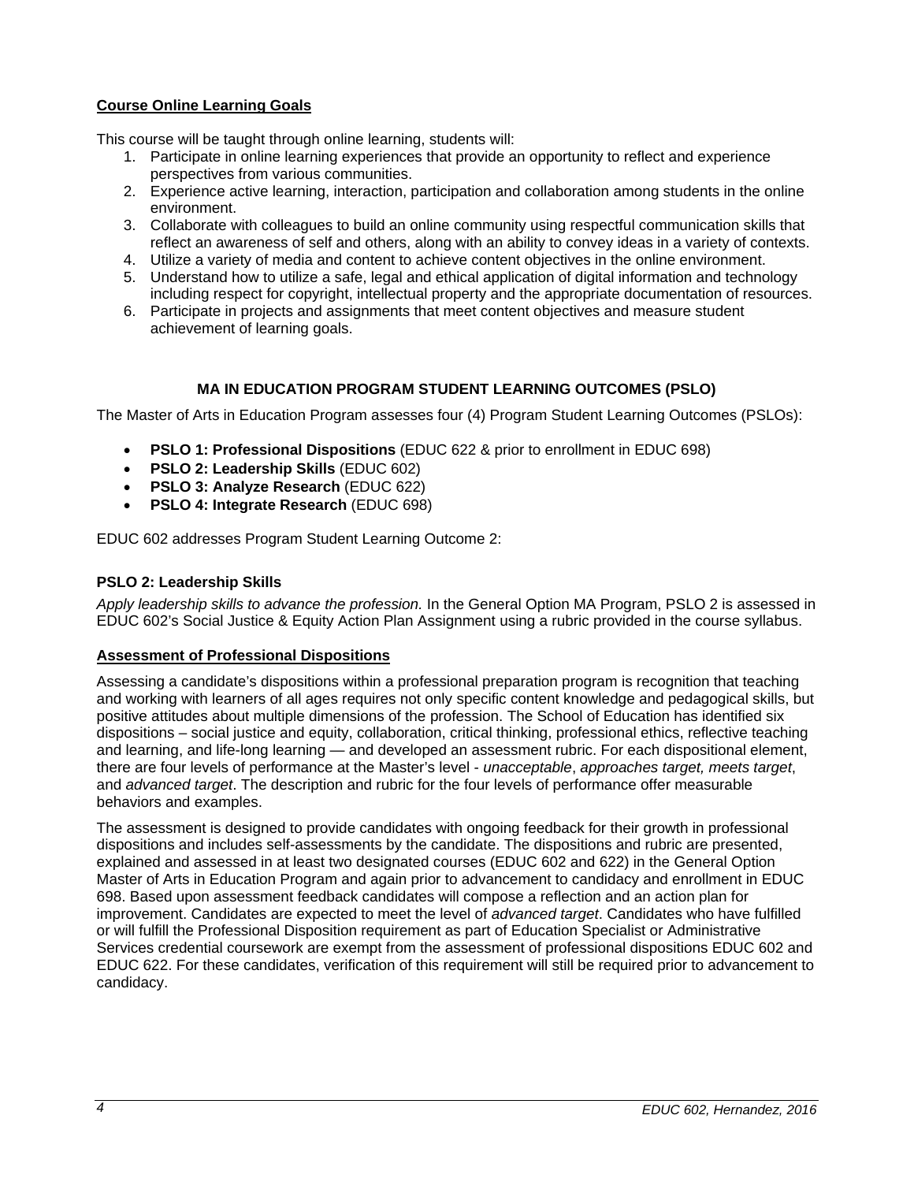**Course Online Learning Goals**

This course will be taught through online learning, students will:

1. Participate in online learning experiences that provide an opportunity to reflect and experience perspectives from various communities.
2. Experience active learning, interaction, participation and collaboration among students in the online environment.
3. Collaborate with colleagues to build an online community using respectful communication skills that reflect an awareness of self and others, along with an ability to convey ideas in a variety of contexts.
4. Utilize a variety of media and content to achieve content objectives in the online environment.
5. Understand how to utilize a safe, legal and ethical application of digital information and technology including respect for copyright, intellectual property and the appropriate documentation of resources.
6. Participate in projects and assignments that meet content objectives and measure student achievement of learning goals.

## MA IN EDUCATION PROGRAM STUDENT LEARNING OUTCOMES (PSLO)

The Master of Arts in Education Program assesses four (4) Program Student Learning Outcomes (PSLOs):

- **PSLO 1: Professional Dispositions** (EDUC 622 & prior to enrollment in EDUC 698)
- **PSLO 2: Leadership Skills** (EDUC 602)
- **PSLO 3: Analyze Research** (EDUC 622)
- **PSLO 4: Integrate Research** (EDUC 698)

EDUC 602 addresses Program Student Learning Outcome 2:

### PSLO 2: Leadership Skills

*Apply leadership skills to advance the profession.* In the General Option MA Program, PSLO 2 is assessed in EDUC 602's Social Justice & Equity Action Plan Assignment using a rubric provided in the course syllabus.

**Assessment of Professional Dispositions**

Assessing a candidate's dispositions within a professional preparation program is recognition that teaching and working with learners of all ages requires not only specific content knowledge and pedagogical skills, but positive attitudes about multiple dimensions of the profession. The School of Education has identified six dispositions – social justice and equity, collaboration, critical thinking, professional ethics, reflective teaching and learning, and life-long learning — and developed an assessment rubric. For each dispositional element, there are four levels of performance at the Master's level - *unacceptable*, *approaches target, meets target*, and *advanced target*. The description and rubric for the four levels of performance offer measurable behaviors and examples.

The assessment is designed to provide candidates with ongoing feedback for their growth in professional dispositions and includes self-assessments by the candidate. The dispositions and rubric are presented, explained and assessed in at least two designated courses (EDUC 602 and 622) in the General Option Master of Arts in Education Program and again prior to advancement to candidacy and enrollment in EDUC 698. Based upon assessment feedback candidates will compose a reflection and an action plan for improvement. Candidates are expected to meet the level of *advanced target*. Candidates who have fulfilled or will fulfill the Professional Disposition requirement as part of Education Specialist or Administrative Services credential coursework are exempt from the assessment of professional dispositions EDUC 602 and EDUC 622. For these candidates, verification of this requirement will still be required prior to advancement to candidacy.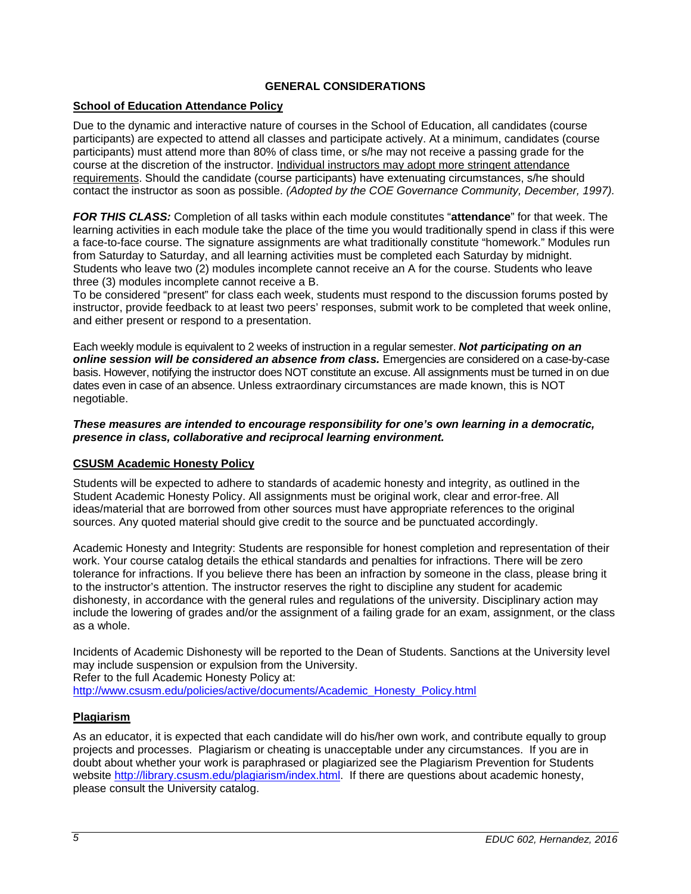## GENERAL CONSIDERATIONS

### School of Education Attendance Policy

Due to the dynamic and interactive nature of courses in the School of Education, all candidates (course participants) are expected to attend all classes and participate actively. At a minimum, candidates (course participants) must attend more than 80% of class time, or s/he may not receive a passing grade for the course at the discretion of the instructor. Individual instructors may adopt more stringent attendance requirements. Should the candidate (course participants) have extenuating circumstances, s/he should contact the instructor as soon as possible. *(Adopted by the COE Governance Community, December, 1997).*

***FOR THIS CLASS:*** Completion of all tasks within each module constitutes "**attendance**" for that week. The learning activities in each module take the place of the time you would traditionally spend in class if this were a face-to-face course. The signature assignments are what traditionally constitute "homework." Modules run from Saturday to Saturday, and all learning activities must be completed each Saturday by midnight. Students who leave two (2) modules incomplete cannot receive an A for the course. Students who leave three (3) modules incomplete cannot receive a B.
To be considered "present" for class each week, students must respond to the discussion forums posted by instructor, provide feedback to at least two peers' responses, submit work to be completed that week online, and either present or respond to a presentation.

Each weekly module is equivalent to 2 weeks of instruction in a regular semester. ***Not participating on an online session will be considered an absence from class.*** Emergencies are considered on a case-by-case basis. However, notifying the instructor does NOT constitute an excuse. All assignments must be turned in on due dates even in case of an absence. Unless extraordinary circumstances are made known, this is NOT negotiable.

***These measures are intended to encourage responsibility for one's own learning in a democratic, presence in class, collaborative and reciprocal learning environment.***

### CSUSM Academic Honesty Policy

Students will be expected to adhere to standards of academic honesty and integrity, as outlined in the Student Academic Honesty Policy. All assignments must be original work, clear and error-free. All ideas/material that are borrowed from other sources must have appropriate references to the original sources. Any quoted material should give credit to the source and be punctuated accordingly.

Academic Honesty and Integrity: Students are responsible for honest completion and representation of their work. Your course catalog details the ethical standards and penalties for infractions. There will be zero tolerance for infractions. If you believe there has been an infraction by someone in the class, please bring it to the instructor's attention. The instructor reserves the right to discipline any student for academic dishonesty, in accordance with the general rules and regulations of the university. Disciplinary action may include the lowering of grades and/or the assignment of a failing grade for an exam, assignment, or the class as a whole.

Incidents of Academic Dishonesty will be reported to the Dean of Students. Sanctions at the University level may include suspension or expulsion from the University.
Refer to the full Academic Honesty Policy at:
http://www.csusm.edu/policies/active/documents/Academic_Honesty_Policy.html

### Plagiarism

As an educator, it is expected that each candidate will do his/her own work, and contribute equally to group projects and processes. Plagiarism or cheating is unacceptable under any circumstances. If you are in doubt about whether your work is paraphrased or plagiarized see the Plagiarism Prevention for Students website http://library.csusm.edu/plagiarism/index.html. If there are questions about academic honesty, please consult the University catalog.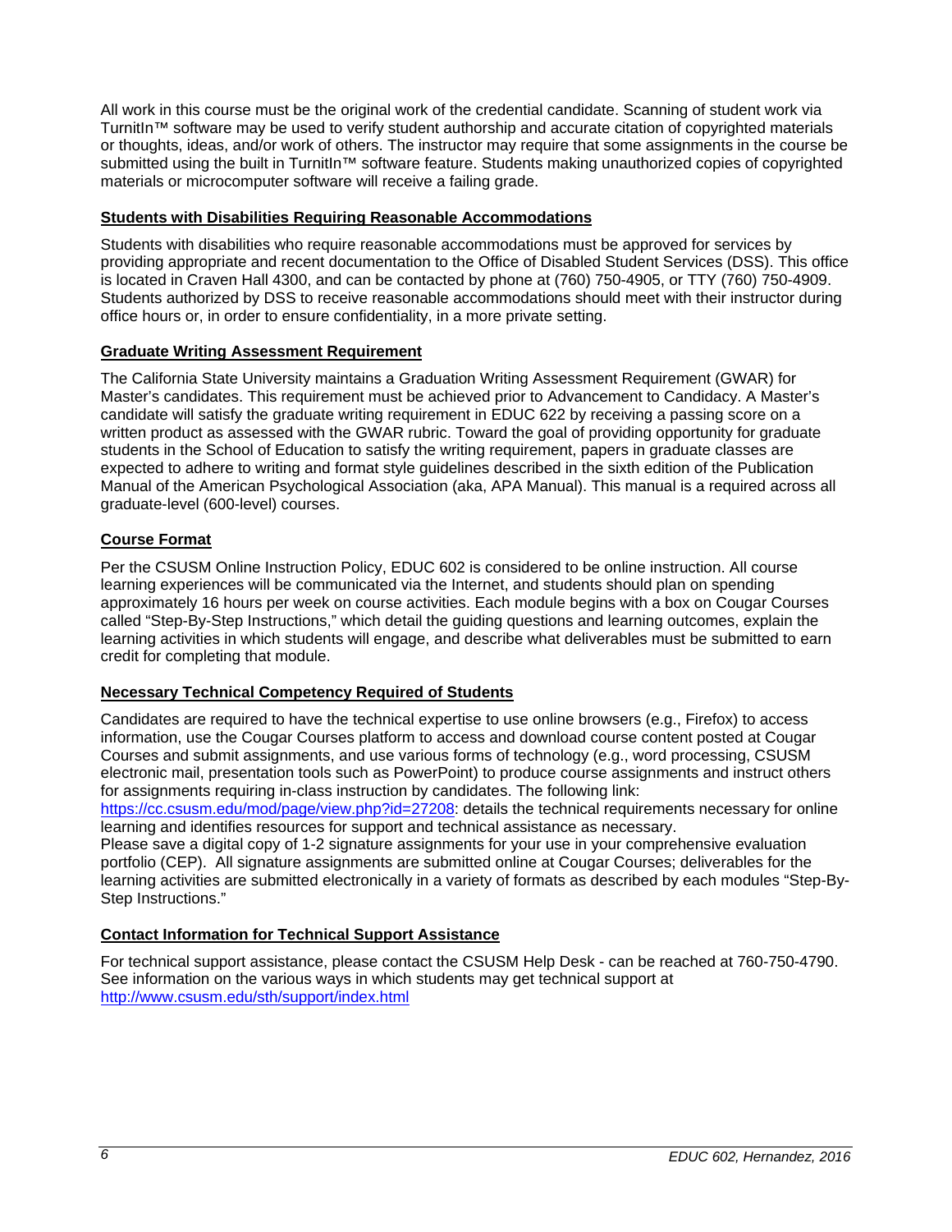All work in this course must be the original work of the credential candidate. Scanning of student work via TurnitIn™ software may be used to verify student authorship and accurate citation of copyrighted materials or thoughts, ideas, and/or work of others. The instructor may require that some assignments in the course be submitted using the built in TurnitIn™ software feature. Students making unauthorized copies of copyrighted materials or microcomputer software will receive a failing grade.

## Students with Disabilities Requiring Reasonable Accommodations

Students with disabilities who require reasonable accommodations must be approved for services by providing appropriate and recent documentation to the Office of Disabled Student Services (DSS). This office is located in Craven Hall 4300, and can be contacted by phone at (760) 750-4905, or TTY (760) 750-4909. Students authorized by DSS to receive reasonable accommodations should meet with their instructor during office hours or, in order to ensure confidentiality, in a more private setting.

## Graduate Writing Assessment Requirement

The California State University maintains a Graduation Writing Assessment Requirement (GWAR) for Master's candidates. This requirement must be achieved prior to Advancement to Candidacy. A Master's candidate will satisfy the graduate writing requirement in EDUC 622 by receiving a passing score on a written product as assessed with the GWAR rubric. Toward the goal of providing opportunity for graduate students in the School of Education to satisfy the writing requirement, papers in graduate classes are expected to adhere to writing and format style guidelines described in the sixth edition of the Publication Manual of the American Psychological Association (aka, APA Manual). This manual is a required across all graduate-level (600-level) courses.

## Course Format

Per the CSUSM Online Instruction Policy, EDUC 602 is considered to be online instruction. All course learning experiences will be communicated via the Internet, and students should plan on spending approximately 16 hours per week on course activities. Each module begins with a box on Cougar Courses called "Step-By-Step Instructions," which detail the guiding questions and learning outcomes, explain the learning activities in which students will engage, and describe what deliverables must be submitted to earn credit for completing that module.

## Necessary Technical Competency Required of Students

Candidates are required to have the technical expertise to use online browsers (e.g., Firefox) to access information, use the Cougar Courses platform to access and download course content posted at Cougar Courses and submit assignments, and use various forms of technology (e.g., word processing, CSUSM electronic mail, presentation tools such as PowerPoint) to produce course assignments and instruct others for assignments requiring in-class instruction by candidates. The following link: https://cc.csusm.edu/mod/page/view.php?id=27208: details the technical requirements necessary for online learning and identifies resources for support and technical assistance as necessary.
Please save a digital copy of 1-2 signature assignments for your use in your comprehensive evaluation portfolio (CEP). All signature assignments are submitted online at Cougar Courses; deliverables for the learning activities are submitted electronically in a variety of formats as described by each modules "Step-By-Step Instructions."

## Contact Information for Technical Support Assistance

For technical support assistance, please contact the CSUSM Help Desk - can be reached at 760-750-4790. See information on the various ways in which students may get technical support at http://www.csusm.edu/sth/support/index.html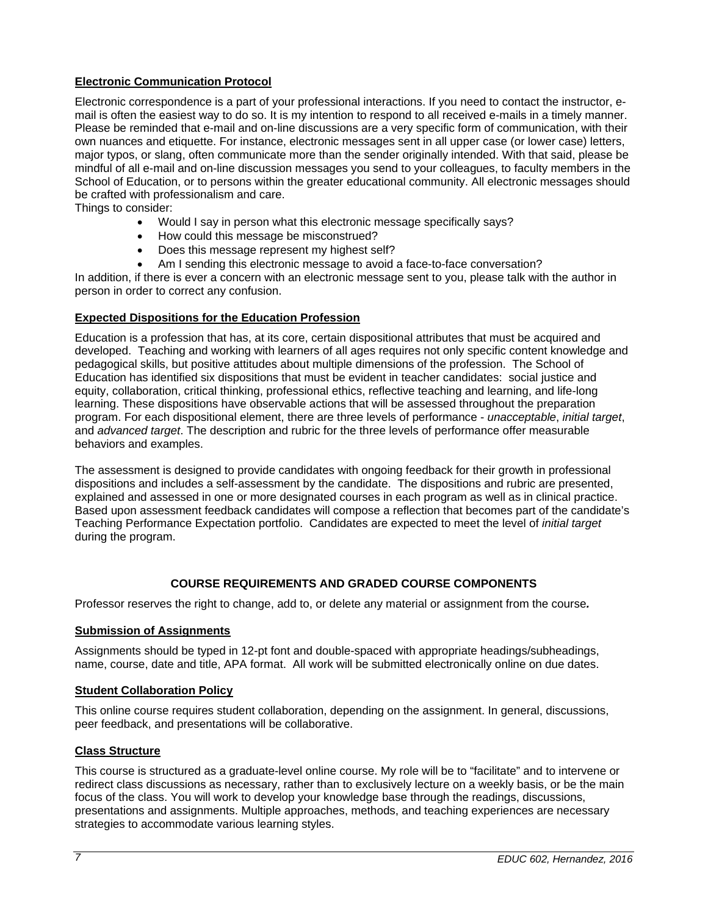### Electronic Communication Protocol

Electronic correspondence is a part of your professional interactions. If you need to contact the instructor, e-mail is often the easiest way to do so. It is my intention to respond to all received e-mails in a timely manner. Please be reminded that e-mail and on-line discussions are a very specific form of communication, with their own nuances and etiquette. For instance, electronic messages sent in all upper case (or lower case) letters, major typos, or slang, often communicate more than the sender originally intended. With that said, please be mindful of all e-mail and on-line discussion messages you send to your colleagues, to faculty members in the School of Education, or to persons within the greater educational community. All electronic messages should be crafted with professionalism and care.

Things to consider:

- Would I say in person what this electronic message specifically says?
- How could this message be misconstrued?
- Does this message represent my highest self?
- Am I sending this electronic message to avoid a face-to-face conversation?

In addition, if there is ever a concern with an electronic message sent to you, please talk with the author in person in order to correct any confusion.

### Expected Dispositions for the Education Profession

Education is a profession that has, at its core, certain dispositional attributes that must be acquired and developed. Teaching and working with learners of all ages requires not only specific content knowledge and pedagogical skills, but positive attitudes about multiple dimensions of the profession. The School of Education has identified six dispositions that must be evident in teacher candidates: social justice and equity, collaboration, critical thinking, professional ethics, reflective teaching and learning, and life-long learning. These dispositions have observable actions that will be assessed throughout the preparation program. For each dispositional element, there are three levels of performance - *unacceptable*, *initial target*, and *advanced target*. The description and rubric for the three levels of performance offer measurable behaviors and examples.

The assessment is designed to provide candidates with ongoing feedback for their growth in professional dispositions and includes a self-assessment by the candidate. The dispositions and rubric are presented, explained and assessed in one or more designated courses in each program as well as in clinical practice. Based upon assessment feedback candidates will compose a reflection that becomes part of the candidate's Teaching Performance Expectation portfolio. Candidates are expected to meet the level of *initial target* during the program.

## COURSE REQUIREMENTS AND GRADED COURSE COMPONENTS

Professor reserves the right to change, add to, or delete any material or assignment from the course**.**

### Submission of Assignments

Assignments should be typed in 12-pt font and double-spaced with appropriate headings/subheadings, name, course, date and title, APA format. All work will be submitted electronically online on due dates.

### Student Collaboration Policy

This online course requires student collaboration, depending on the assignment. In general, discussions, peer feedback, and presentations will be collaborative.

### Class Structure

This course is structured as a graduate-level online course. My role will be to "facilitate" and to intervene or redirect class discussions as necessary, rather than to exclusively lecture on a weekly basis, or be the main focus of the class. You will work to develop your knowledge base through the readings, discussions, presentations and assignments. Multiple approaches, methods, and teaching experiences are necessary strategies to accommodate various learning styles.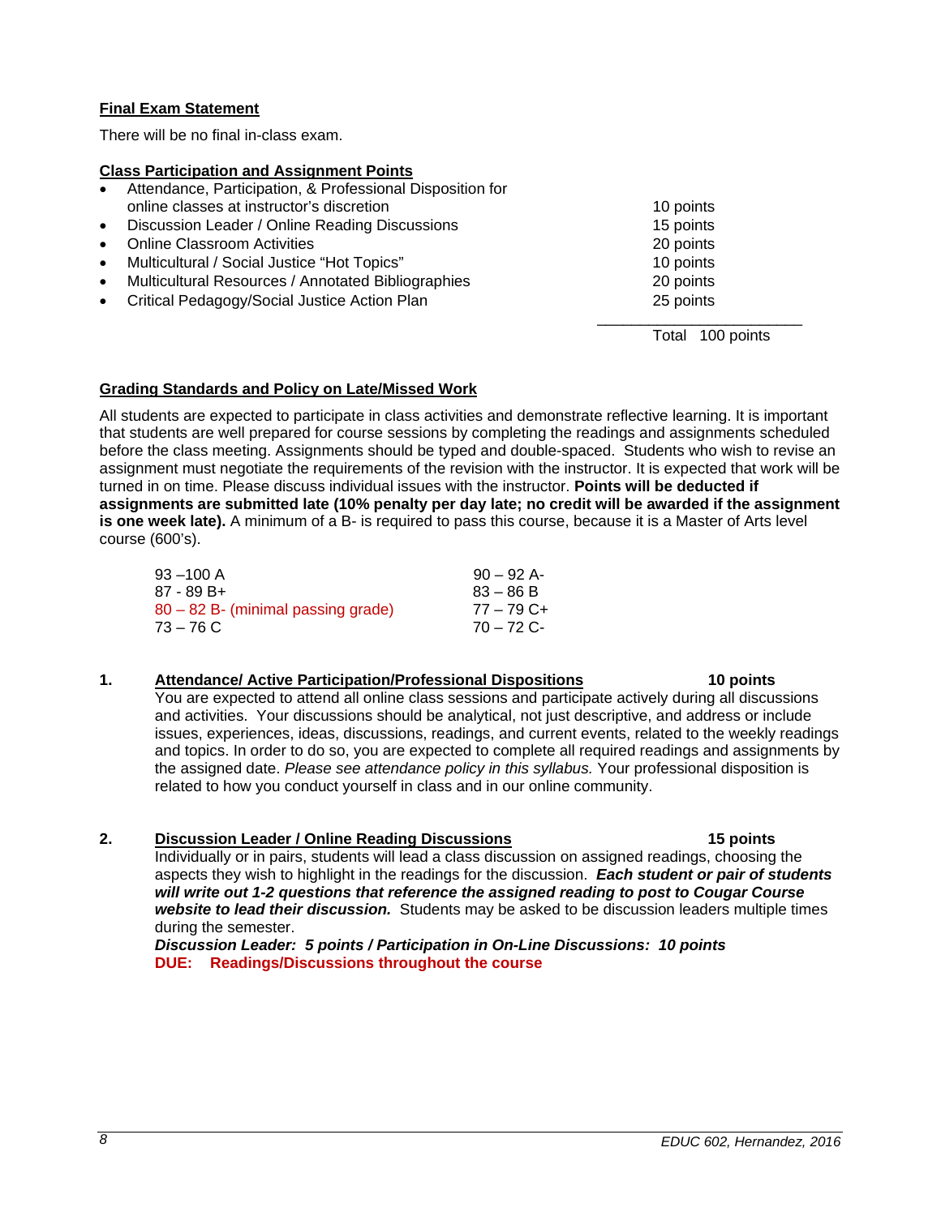**Final Exam Statement**

There will be no final in-class exam.

**Class Participation and Assignment Points**

| Item | Points |
|---|---|
| • Attendance, Participation, & Professional Disposition for online classes at instructor's discretion | 10 points |
| • Discussion Leader / Online Reading Discussions | 15 points |
| • Online Classroom Activities | 20 points |
| • Multicultural / Social Justice "Hot Topics" | 10 points |
| • Multicultural Resources / Annotated Bibliographies | 20 points |
| • Critical Pedagogy/Social Justice Action Plan | 25 points |
| Total | 100 points |

**Grading Standards and Policy on Late/Missed Work**

All students are expected to participate in class activities and demonstrate reflective learning. It is important that students are well prepared for course sessions by completing the readings and assignments scheduled before the class meeting. Assignments should be typed and double-spaced. Students who wish to revise an assignment must negotiate the requirements of the revision with the instructor. It is expected that work will be turned in on time. Please discuss individual issues with the instructor. **Points will be deducted if assignments are submitted late (10% penalty per day late; no credit will be awarded if the assignment is one week late).** A minimum of a B- is required to pass this course, because it is a Master of Arts level course (600's).

| | |
|---|---|
| 93 –100 A | 90 – 92 A- |
| 87 - 89 B+ | 83 – 86 B |
| 80 – 82 B- (minimal passing grade) | 77 – 79 C+ |
| 73 – 76 C | 70 – 72 C- |

**1. Attendance/ Active Participation/Professional Dispositions — 10 points**

You are expected to attend all online class sessions and participate actively during all discussions and activities. Your discussions should be analytical, not just descriptive, and address or include issues, experiences, ideas, discussions, readings, and current events, related to the weekly readings and topics. In order to do so, you are expected to complete all required readings and assignments by the assigned date. *Please see attendance policy in this syllabus.* Your professional disposition is related to how you conduct yourself in class and in our online community.

**2. Discussion Leader / Online Reading Discussions — 15 points**

Individually or in pairs, students will lead a class discussion on assigned readings, choosing the aspects they wish to highlight in the readings for the discussion. ***Each student or pair of students will write out 1-2 questions that reference the assigned reading to post to Cougar Course website to lead their discussion.*** Students may be asked to be discussion leaders multiple times during the semester.

***Discussion Leader: 5 points / Participation in On-Line Discussions: 10 points***

**DUE: Readings/Discussions throughout the course**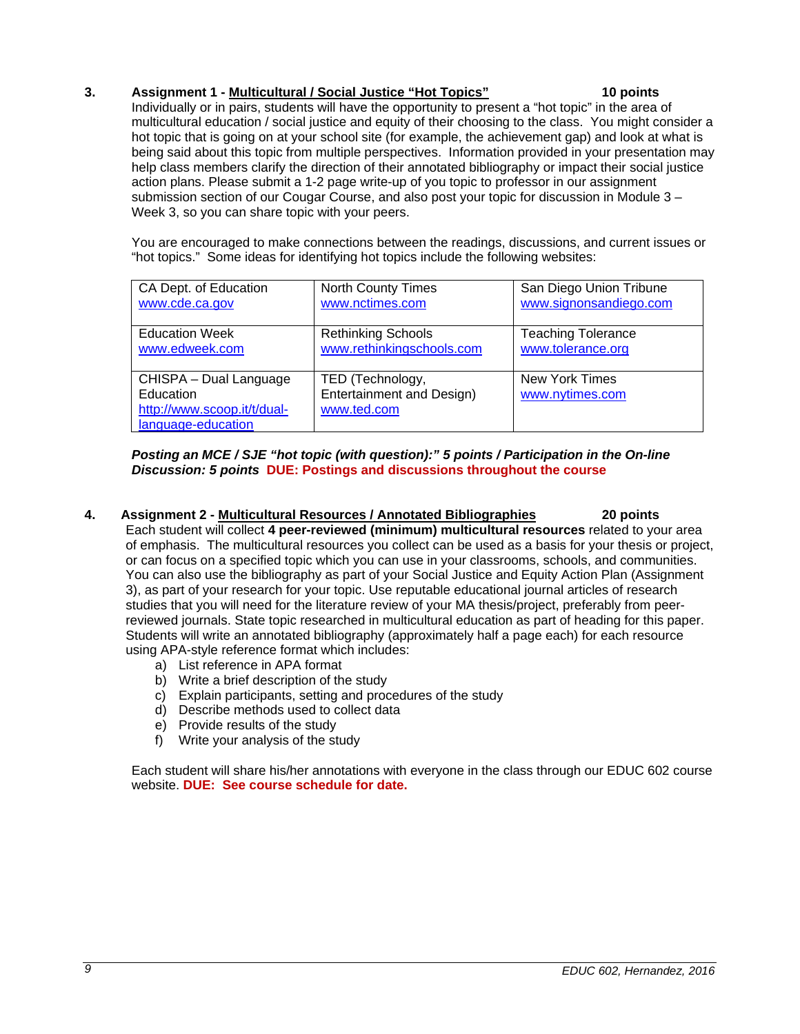3. **Assignment 1 - <u>Multicultural / Social Justice "Hot Topics"</u>** **10 points**

Individually or in pairs, students will have the opportunity to present a "hot topic" in the area of multicultural education / social justice and equity of their choosing to the class. You might consider a hot topic that is going on at your school site (for example, the achievement gap) and look at what is being said about this topic from multiple perspectives. Information provided in your presentation may help class members clarify the direction of their annotated bibliography or impact their social justice action plans. Please submit a 1-2 page write-up of you topic to professor in our assignment submission section of our Cougar Course, and also post your topic for discussion in Module 3 – Week 3, so you can share topic with your peers.

You are encouraged to make connections between the readings, discussions, and current issues or "hot topics." Some ideas for identifying hot topics include the following websites:

| | | |
|---|---|---|
| CA Dept. of Education www.cde.ca.gov | North County Times www.nctimes.com | San Diego Union Tribune www.signonsandiego.com |
| Education Week www.edweek.com | Rethinking Schools www.rethinkingschools.com | Teaching Tolerance www.tolerance.org |
| CHISPA – Dual Language Education http://www.scoop.it/t/dual-language-education | TED (Technology, Entertainment and Design) www.ted.com | New York Times www.nytimes.com |

***Posting an MCE / SJE "hot topic (with question):" 5 points / Participation in the On-line Discussion: 5 points*** **DUE: Postings and discussions throughout the course**

4. **Assignment 2 - <u>Multicultural Resources / Annotated Bibliographies</u>** **20 points**

Each student will collect **4 peer-reviewed (minimum) multicultural resources** related to your area of emphasis. The multicultural resources you collect can be used as a basis for your thesis or project, or can focus on a specified topic which you can use in your classrooms, schools, and communities. You can also use the bibliography as part of your Social Justice and Equity Action Plan (Assignment 3), as part of your research for your topic. Use reputable educational journal articles of research studies that you will need for the literature review of your MA thesis/project, preferably from peer-reviewed journals. State topic researched in multicultural education as part of heading for this paper. Students will write an annotated bibliography (approximately half a page each) for each resource using APA-style reference format which includes:

a) List reference in APA format
b) Write a brief description of the study
c) Explain participants, setting and procedures of the study
d) Describe methods used to collect data
e) Provide results of the study
f) Write your analysis of the study

Each student will share his/her annotations with everyone in the class through our EDUC 602 course website. **DUE: See course schedule for date.**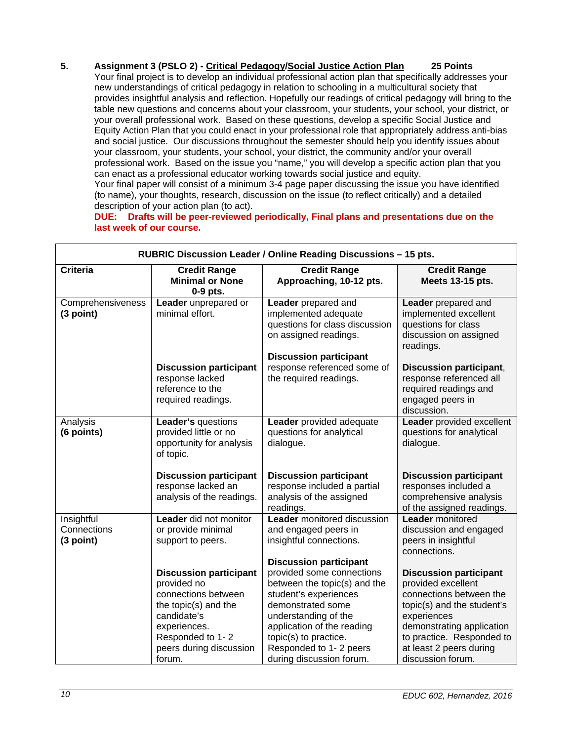**5. Assignment 3 (PSLO 2) - Critical Pedagogy/Social Justice Action Plan — 25 Points**

Your final project is to develop an individual professional action plan that specifically addresses your new understandings of critical pedagogy in relation to schooling in a multicultural society that provides insightful analysis and reflection. Hopefully our readings of critical pedagogy will bring to the table new questions and concerns about your classroom, your students, your school, your district, or your overall professional work. Based on these questions, develop a specific Social Justice and Equity Action Plan that you could enact in your professional role that appropriately address anti-bias and social justice. Our discussions throughout the semester should help you identify issues about your classroom, your students, your school, your district, the community and/or your overall professional work. Based on the issue you "name," you will develop a specific action plan that you can enact as a professional educator working towards social justice and equity.

Your final paper will consist of a minimum 3-4 page paper discussing the issue you have identified (to name), your thoughts, research, discussion on the issue (to reflect critically) and a detailed description of your action plan (to act).

**DUE: Drafts will be peer-reviewed periodically, Final plans and presentations due on the last week of our course.**

| RUBRIC Discussion Leader / Online Reading Discussions – 15 pts. | | | |
|---|---|---|---|
| **Criteria** | **Credit Range Minimal or None 0-9 pts.** | **Credit Range Approaching, 10-12 pts.** | **Credit Range Meets 13-15 pts.** |
| Comprehensiveness **(3 point)** | **Leader** unprepared or minimal effort.<br><br>**Discussion participant** response lacked reference to the required readings. | **Leader** prepared and implemented adequate questions for class discussion on assigned readings.<br><br>**Discussion participant** response referenced some of the required readings. | **Leader** prepared and implemented excellent questions for class discussion on assigned readings.<br><br>**Discussion participant**, response referenced all required readings and engaged peers in discussion. |
| Analysis **(6 points)** | **Leader's** questions provided little or no opportunity for analysis of topic.<br><br>**Discussion participant** response lacked an analysis of the readings. | **Leader** provided adequate questions for analytical dialogue.<br><br>**Discussion participant** response included a partial analysis of the assigned readings. | **Leader** provided excellent questions for analytical dialogue.<br><br>**Discussion participant** responses included a comprehensive analysis of the assigned readings. |
| Insightful Connections **(3 point)** | **Leader** did not monitor or provide minimal support to peers.<br><br>**Discussion participant** provided no connections between the topic(s) and the candidate's experiences. Responded to 1- 2 peers during discussion forum. | **Leader** monitored discussion and engaged peers in insightful connections.<br><br>**Discussion participant** provided some connections between the topic(s) and the student's experiences demonstrated some understanding of the application of the reading topic(s) to practice. Responded to 1- 2 peers during discussion forum. | **Leader** monitored discussion and engaged peers in insightful connections.<br><br>**Discussion participant** provided excellent connections between the topic(s) and the student's experiences demonstrating application to practice. Responded to at least 2 peers during discussion forum. |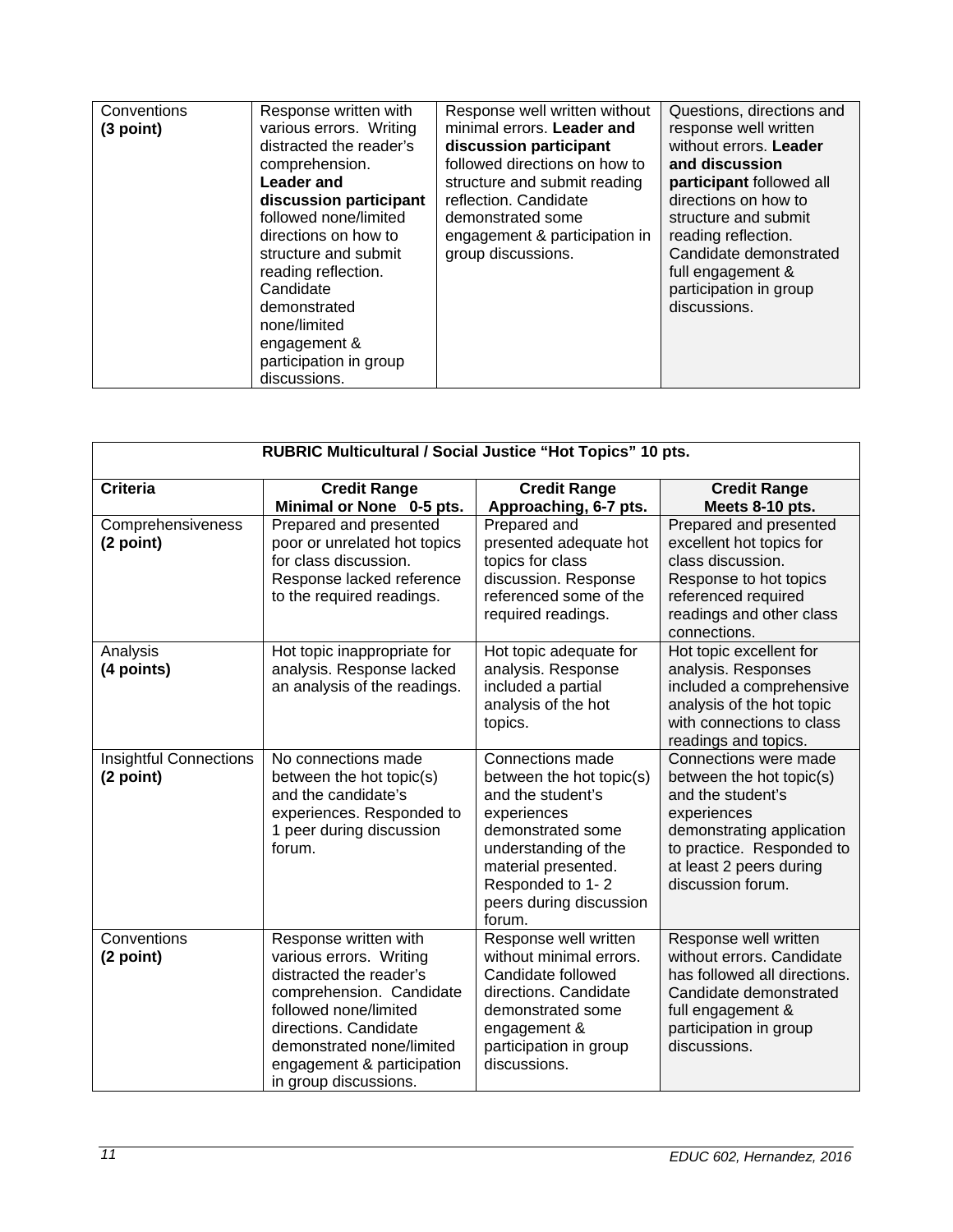| Conventions **(3 point)** | Response written with various errors. Writing distracted the reader's comprehension. **Leader and discussion participant** followed none/limited directions on how to structure and submit reading reflection. Candidate demonstrated none/limited engagement & participation in group discussions. | Response well written without minimal errors. **Leader and discussion participant** followed directions on how to structure and submit reading reflection. Candidate demonstrated some engagement & participation in group discussions. | Questions, directions and response well written without errors. **Leader and discussion participant** followed all directions on how to structure and submit reading reflection. Candidate demonstrated full engagement & participation in group discussions. |
|---|---|---|---|

| **RUBRIC Multicultural / Social Justice "Hot Topics" 10 pts.** | | | |
|---|---|---|---|
| **Criteria** | **Credit Range Minimal or None 0-5 pts.** | **Credit Range Approaching, 6-7 pts.** | **Credit Range Meets 8-10 pts.** |
| Comprehensiveness **(2 point)** | Prepared and presented poor or unrelated hot topics for class discussion. Response lacked reference to the required readings. | Prepared and presented adequate hot topics for class discussion. Response referenced some of the required readings. | Prepared and presented excellent hot topics for class discussion. Response to hot topics referenced required readings and other class connections. |
| Analysis **(4 points)** | Hot topic inappropriate for analysis. Response lacked an analysis of the readings. | Hot topic adequate for analysis. Response included a partial analysis of the hot topics. | Hot topic excellent for analysis. Responses included a comprehensive analysis of the hot topic with connections to class readings and topics. |
| Insightful Connections **(2 point)** | No connections made between the hot topic(s) and the candidate's experiences. Responded to 1 peer during discussion forum. | Connections made between the hot topic(s) and the student's experiences demonstrated some understanding of the material presented. Responded to 1- 2 peers during discussion forum. | Connections were made between the hot topic(s) and the student's experiences demonstrating application to practice. Responded to at least 2 peers during discussion forum. |
| Conventions **(2 point)** | Response written with various errors. Writing distracted the reader's comprehension. Candidate followed none/limited directions. Candidate demonstrated none/limited engagement & participation in group discussions. | Response well written without minimal errors. Candidate followed directions. Candidate demonstrated some engagement & participation in group discussions. | Response well written without errors. Candidate has followed all directions. Candidate demonstrated full engagement & participation in group discussions. |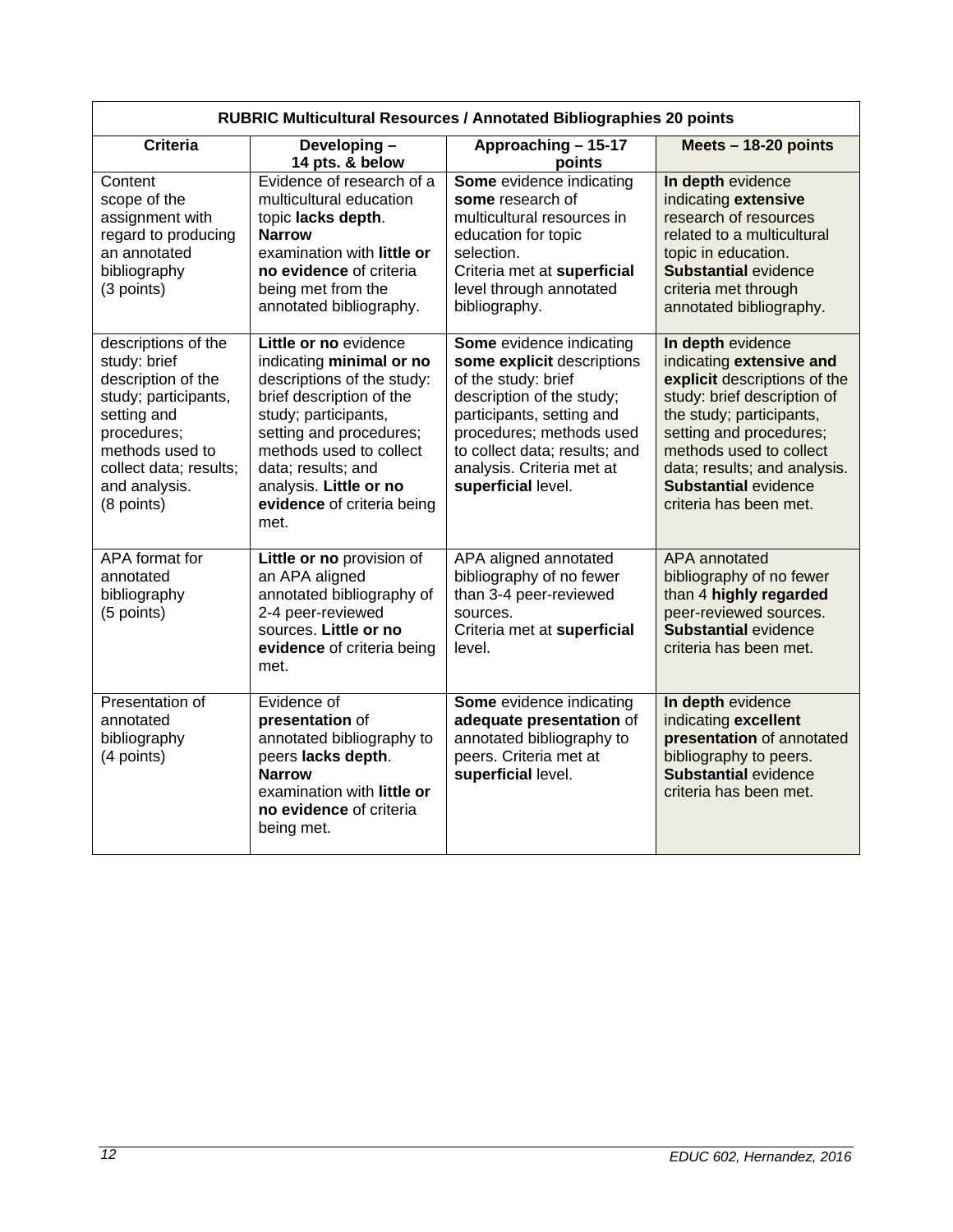| RUBRIC Multicultural Resources / Annotated Bibliographies 20 points | | | |
|---|---|---|---|
| **Criteria** | **Developing – 14 pts. & below** | **Approaching – 15-17 points** | **Meets – 18-20 points** |
| Content scope of the assignment with regard to producing an annotated bibliography (3 points) | Evidence of research of a multicultural education topic **lacks depth**. **Narrow** examination with **little or no evidence** of criteria being met from the annotated bibliography. | **Some** evidence indicating **some** research of multicultural resources in education for topic selection. Criteria met at **superficial** level through annotated bibliography. | **In depth** evidence indicating **extensive** research of resources related to a multicultural topic in education. **Substantial** evidence criteria met through annotated bibliography. |
| descriptions of the study: brief description of the study; participants, setting and procedures; methods used to collect data; results; and analysis. (8 points) | **Little or no** evidence indicating **minimal or no** descriptions of the study: brief description of the study; participants, setting and procedures; methods used to collect data; results; and analysis. **Little or no evidence** of criteria being met. | **Some** evidence indicating **some explicit** descriptions of the study: brief description of the study; participants, setting and procedures; methods used to collect data; results; and analysis. Criteria met at **superficial** level. | **In depth** evidence indicating **extensive and explicit** descriptions of the study: brief description of the study; participants, setting and procedures; methods used to collect data; results; and analysis. **Substantial** evidence criteria has been met. |
| APA format for annotated bibliography (5 points) | **Little or no** provision of an APA aligned annotated bibliography of 2-4 peer-reviewed sources. **Little or no evidence** of criteria being met. | APA aligned annotated bibliography of no fewer than 3-4 peer-reviewed sources. Criteria met at **superficial** level. | APA annotated bibliography of no fewer than 4 **highly regarded** peer-reviewed sources. **Substantial** evidence criteria has been met. |
| Presentation of annotated bibliography (4 points) | Evidence of **presentation** of annotated bibliography to peers **lacks depth**. **Narrow** examination with **little or no evidence** of criteria being met. | **Some** evidence indicating **adequate presentation** of annotated bibliography to peers. Criteria met at **superficial** level. | **In depth** evidence indicating **excellent presentation** of annotated bibliography to peers. **Substantial** evidence criteria has been met. |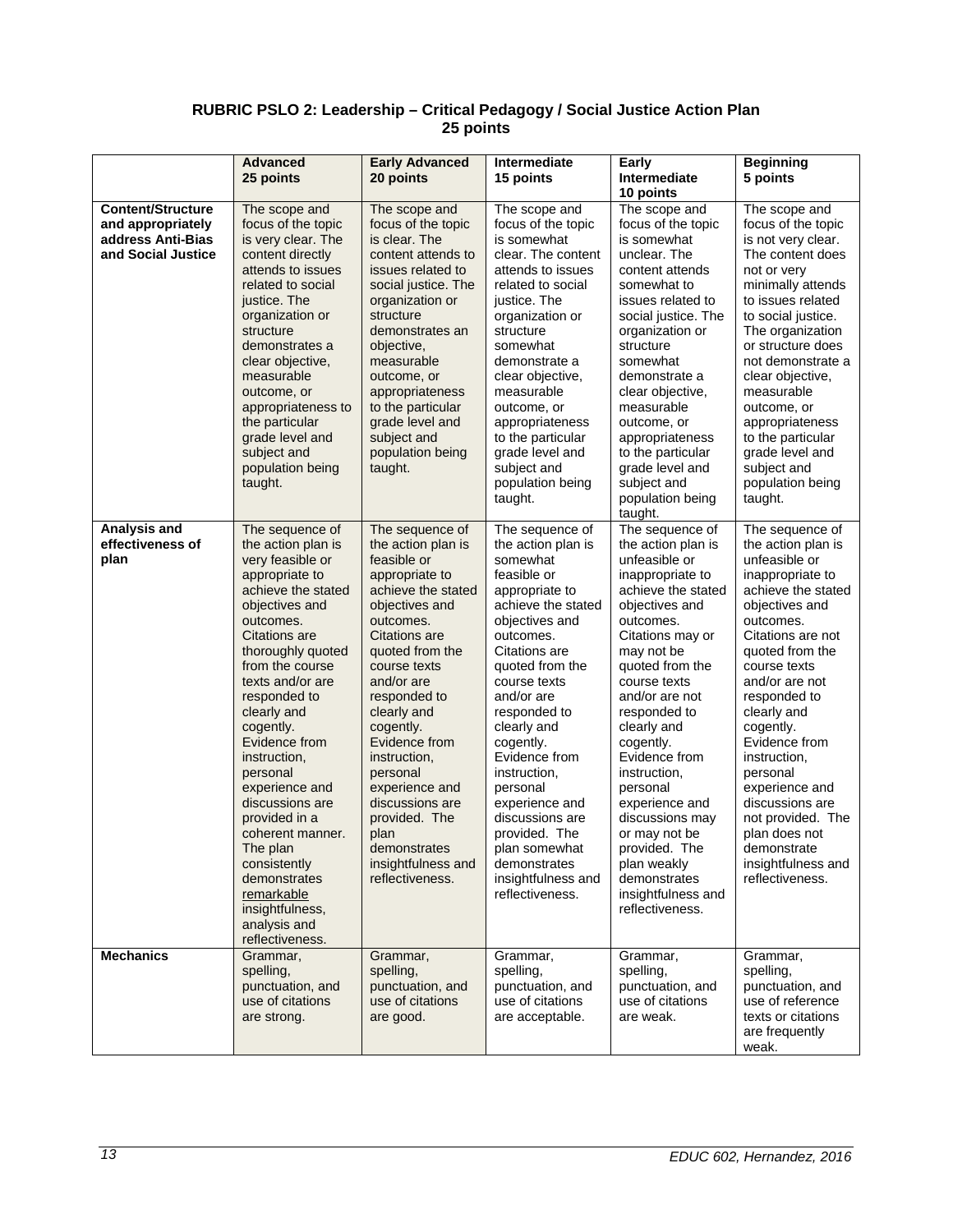**RUBRIC PSLO 2: Leadership – Critical Pedagogy / Social Justice Action Plan**
**25 points**

| | **Advanced 25 points** | **Early Advanced 20 points** | **Intermediate 15 points** | **Early Intermediate 10 points** | **Beginning 5 points** |
|---|---|---|---|---|---|
| **Content/Structure and appropriately address Anti-Bias and Social Justice** | The scope and focus of the topic is very clear. The content directly attends to issues related to social justice. The organization or structure demonstrates a clear objective, measurable outcome, or appropriateness to the particular grade level and subject and population being taught. | The scope and focus of the topic is clear. The content attends to issues related to social justice. The organization or structure demonstrates an objective, measurable outcome, or appropriateness to the particular grade level and subject and population being taught. | The scope and focus of the topic is somewhat clear. The content attends to issues related to social justice. The organization or structure somewhat demonstrate a clear objective, measurable outcome, or appropriateness to the particular grade level and subject and population being taught. | The scope and focus of the topic is somewhat unclear. The content attends somewhat to issues related to social justice. The organization or structure somewhat demonstrate a clear objective, measurable outcome, or appropriateness to the particular grade level and subject and population being taught. | The scope and focus of the topic is not very clear. The content does not or very minimally attends to issues related to social justice. The organization or structure does not demonstrate a clear objective, measurable outcome, or appropriateness to the particular grade level and subject and population being taught. |
| **Analysis and effectiveness of plan** | The sequence of the action plan is very feasible or appropriate to achieve the stated objectives and outcomes. Citations are thoroughly quoted from the course texts and/or are responded to clearly and cogently. Evidence from instruction, personal experience and discussions are provided in a coherent manner. The plan consistently demonstrates <u>remarkable</u> insightfulness, analysis and reflectiveness. | The sequence of the action plan is feasible or appropriate to achieve the stated objectives and outcomes. Citations are quoted from the course texts and/or are responded to clearly and cogently. Evidence from instruction, personal experience and discussions are provided. The plan demonstrates insightfulness and reflectiveness. | The sequence of the action plan is somewhat feasible or appropriate to achieve the stated objectives and outcomes. Citations are quoted from the course texts and/or are responded to clearly and cogently. Evidence from instruction, personal experience and discussions are provided. The plan somewhat demonstrates insightfulness and reflectiveness. | The sequence of the action plan is unfeasible or inappropriate to achieve the stated objectives and outcomes. Citations may or may not be quoted from the course texts and/or are not responded to clearly and cogently. Evidence from instruction, personal experience and discussions may or may not be provided. The plan weakly demonstrates insightfulness and reflectiveness. | The sequence of the action plan is unfeasible or inappropriate to achieve the stated objectives and outcomes. Citations are not quoted from the course texts and/or are not responded to clearly and cogently. Evidence from instruction, personal experience and discussions are not provided. The plan does not demonstrate insightfulness and reflectiveness. |
| **Mechanics** | Grammar, spelling, punctuation, and use of citations are strong. | Grammar, spelling, punctuation, and use of citations are good. | Grammar, spelling, punctuation, and use of citations are acceptable. | Grammar, spelling, punctuation, and use of citations are weak. | Grammar, spelling, punctuation, and use of reference texts or citations are frequently weak. |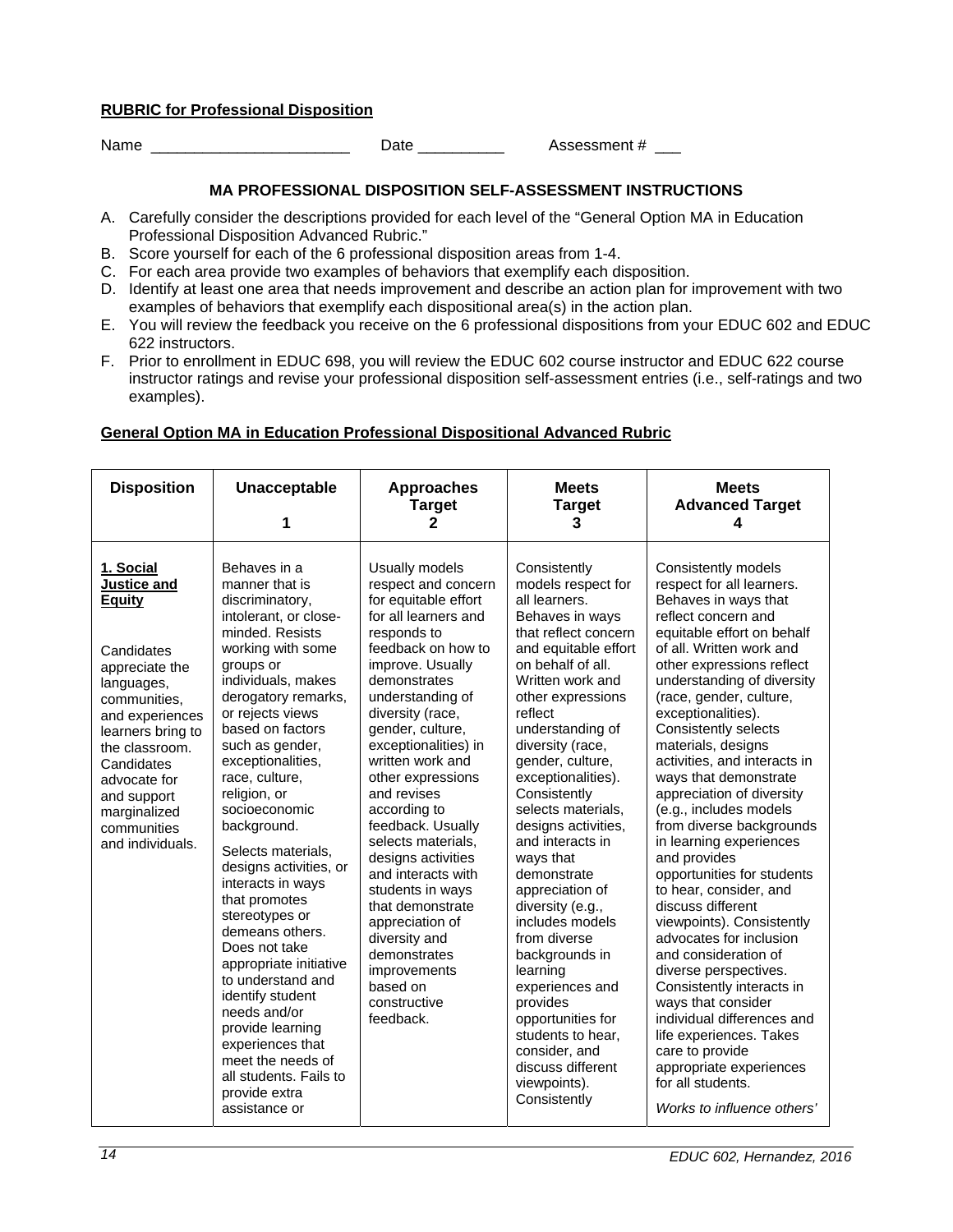**RUBRIC for Professional Disposition**

Name \_\_\_\_\_\_\_\_\_\_\_\_\_\_\_\_\_\_\_\_\_\_\_ Date \_\_\_\_\_\_\_\_\_\_ Assessment # \_\_\_

### MA PROFESSIONAL DISPOSITION SELF-ASSESSMENT INSTRUCTIONS

A. Carefully consider the descriptions provided for each level of the "General Option MA in Education Professional Disposition Advanced Rubric."
B. Score yourself for each of the 6 professional disposition areas from 1-4.
C. For each area provide two examples of behaviors that exemplify each disposition.
D. Identify at least one area that needs improvement and describe an action plan for improvement with two examples of behaviors that exemplify each dispositional area(s) in the action plan.
E. You will review the feedback you receive on the 6 professional dispositions from your EDUC 602 and EDUC 622 instructors.
F. Prior to enrollment in EDUC 698, you will review the EDUC 602 course instructor and EDUC 622 course instructor ratings and revise your professional disposition self-assessment entries (i.e., self-ratings and two examples).

**General Option MA in Education Professional Dispositional Advanced Rubric**

| Disposition | Unacceptable 1 | Approaches Target 2 | Meets Target 3 | Meets Advanced Target 4 |
|---|---|---|---|---|
| **1. Social Justice and Equity**<br><br>Candidates appreciate the languages, communities, and experiences learners bring to the classroom. Candidates advocate for and support marginalized communities and individuals. | Behaves in a manner that is discriminatory, intolerant, or close-minded. Resists working with some groups or individuals, makes derogatory remarks, or rejects views based on factors such as gender, exceptionalities, race, culture, religion, or socioeconomic background.<br><br>Selects materials, designs activities, or interacts in ways that promotes stereotypes or demeans others. Does not take appropriate initiative to understand and identify student needs and/or provide learning experiences that meet the needs of all students. Fails to provide extra assistance or | Usually models respect and concern for equitable effort for all learners and responds to feedback on how to improve. Usually demonstrates understanding of diversity (race, gender, culture, exceptionalities) in written work and other expressions and revises according to feedback. Usually selects materials, designs activities and interacts with students in ways that demonstrate appreciation of diversity and demonstrates improvements based on constructive feedback. | Consistently models respect for all learners. Behaves in ways that reflect concern and equitable effort on behalf of all. Written work and other expressions reflect understanding of diversity (race, gender, culture, exceptionalities). Consistently selects materials, designs activities, and interacts in ways that demonstrate appreciation of diversity (e.g., includes models from diverse backgrounds in learning experiences and provides opportunities for students to hear, consider, and discuss different viewpoints). Consistently | Consistently models respect for all learners. Behaves in ways that reflect concern and equitable effort on behalf of all. Written work and other expressions reflect understanding of diversity (race, gender, culture, exceptionalities). Consistently selects materials, designs activities, and interacts in ways that demonstrate appreciation of diversity (e.g., includes models from diverse backgrounds in learning experiences and provides opportunities for students to hear, consider, and discuss different viewpoints). Consistently advocates for inclusion and consideration of diverse perspectives. Consistently interacts in ways that consider individual differences and life experiences. Takes care to provide appropriate experiences for all students.<br><br>*Works to influence others'* |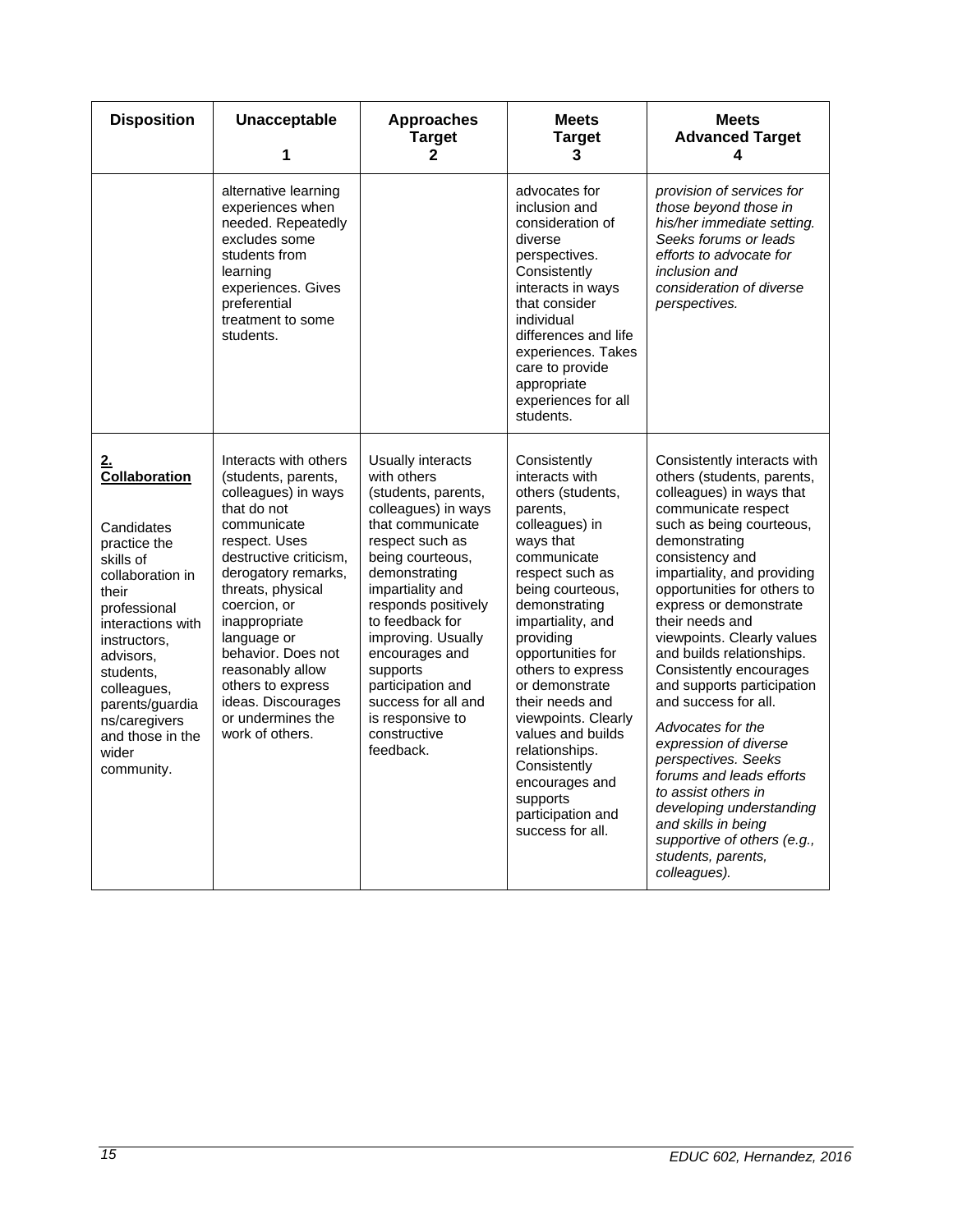| Disposition | Unacceptable<br>1 | Approaches Target<br>2 | Meets Target<br>3 | Meets Advanced Target<br>4 |
|---|---|---|---|---|
| | alternative learning experiences when needed. Repeatedly excludes some students from learning experiences. Gives preferential treatment to some students. | | advocates for inclusion and consideration of diverse perspectives. Consistently interacts in ways that consider individual differences and life experiences. Takes care to provide appropriate experiences for all students. | *provision of services for those beyond those in his/her immediate setting. Seeks forums or leads efforts to advocate for inclusion and consideration of diverse perspectives.* |
| **2. Collaboration**<br><br>Candidates practice the skills of collaboration in their professional interactions with instructors, advisors, students, colleagues, parents/guardians/caregivers and those in the wider community. | Interacts with others (students, parents, colleagues) in ways that do not communicate respect. Uses destructive criticism, derogatory remarks, threats, physical coercion, or inappropriate language or behavior. Does not reasonably allow others to express ideas. Discourages or undermines the work of others. | Usually interacts with others (students, parents, colleagues) in ways that communicate respect such as being courteous, demonstrating impartiality and responds positively to feedback for improving. Usually encourages and supports participation and success for all and is responsive to constructive feedback. | Consistently interacts with others (students, parents, colleagues) in ways that communicate respect such as being courteous, demonstrating impartiality, and providing opportunities for others to express or demonstrate their needs and viewpoints. Clearly values and builds relationships. Consistently encourages and supports participation and success for all. | Consistently interacts with others (students, parents, colleagues) in ways that communicate respect such as being courteous, demonstrating consistency and impartiality, and providing opportunities for others to express or demonstrate their needs and viewpoints. Clearly values and builds relationships. Consistently encourages and supports participation and success for all.<br><br>*Advocates for the expression of diverse perspectives. Seeks forums and leads efforts to assist others in developing understanding and skills in being supportive of others (e.g., students, parents, colleagues).* |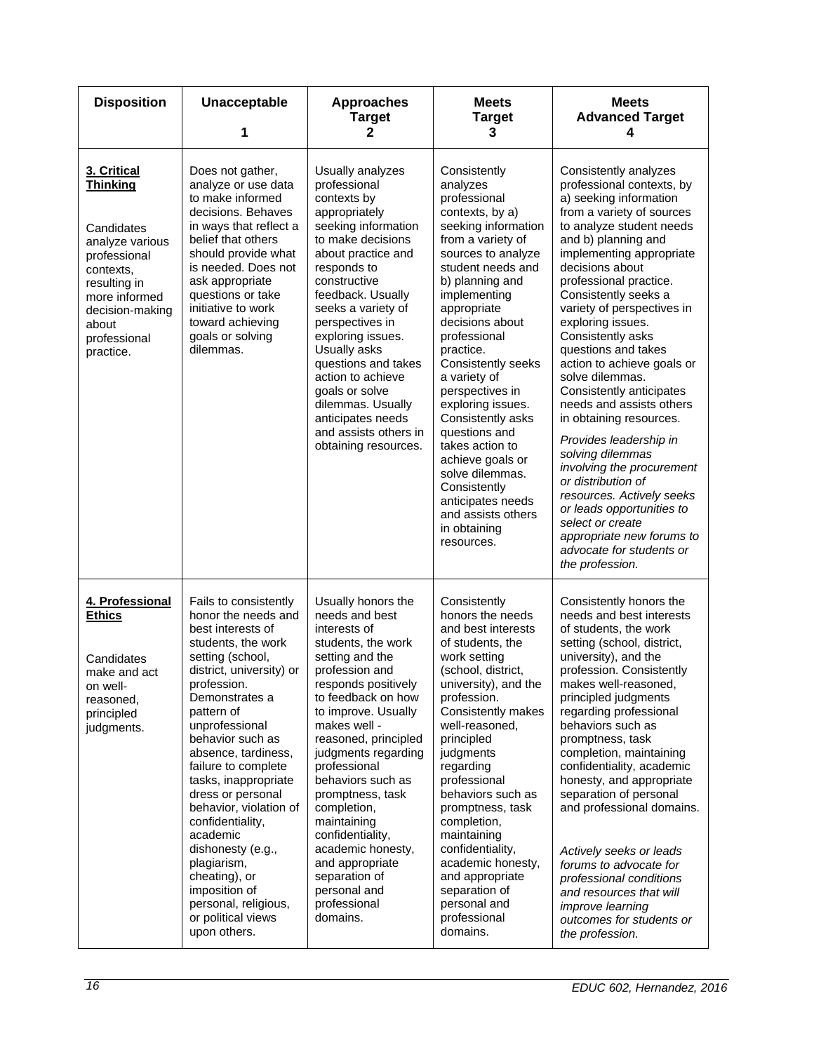| Disposition | Unacceptable 1 | Approaches Target 2 | Meets Target 3 | Meets Advanced Target 4 |
|---|---|---|---|---|
| **3. Critical Thinking** Candidates analyze various professional contexts, resulting in more informed decision-making about professional practice. | Does not gather, analyze or use data to make informed decisions. Behaves in ways that reflect a belief that others should provide what is needed. Does not ask appropriate questions or take initiative to work toward achieving goals or solving dilemmas. | Usually analyzes professional contexts by appropriately seeking information to make decisions about practice and responds to constructive feedback. Usually seeks a variety of perspectives in exploring issues. Usually asks questions and takes action to achieve goals or solve dilemmas. Usually anticipates needs and assists others in obtaining resources. | Consistently analyzes professional contexts, by a) seeking information from a variety of sources to analyze student needs and b) planning and implementing appropriate decisions about professional practice. Consistently seeks a variety of perspectives in exploring issues. Consistently asks questions and takes action to achieve goals or solve dilemmas. Consistently anticipates needs and assists others in obtaining resources. | Consistently analyzes professional contexts, by a) seeking information from a variety of sources to analyze student needs and b) planning and implementing appropriate decisions about professional practice. Consistently seeks a variety of perspectives in exploring issues. Consistently asks questions and takes action to achieve goals or solve dilemmas. Consistently anticipates needs and assists others in obtaining resources. *Provides leadership in solving dilemmas involving the procurement or distribution of resources. Actively seeks or leads opportunities to select or create appropriate new forums to advocate for students or the profession.* |
| **4. Professional Ethics** Candidates make and act on well-reasoned, principled judgments. | Fails to consistently honor the needs and best interests of students, the work setting (school, district, university) or profession. Demonstrates a pattern of unprofessional behavior such as absence, tardiness, failure to complete tasks, inappropriate dress or personal behavior, violation of confidentiality, academic dishonesty (e.g., plagiarism, cheating), or imposition of personal, religious, or political views upon others. | Usually honors the needs and best interests of students, the work setting and the profession and responds positively to feedback on how to improve. Usually makes well - reasoned, principled judgments regarding professional behaviors such as promptness, task completion, maintaining confidentiality, academic honesty, and appropriate separation of personal and professional domains. | Consistently honors the needs and best interests of students, the work setting (school, district, university), and the profession. Consistently makes well-reasoned, principled judgments regarding professional behaviors such as promptness, task completion, maintaining confidentiality, academic honesty, and appropriate separation of personal and professional domains. | Consistently honors the needs and best interests of students, the work setting (school, district, university), and the profession. Consistently makes well-reasoned, principled judgments regarding professional behaviors such as promptness, task completion, maintaining confidentiality, academic honesty, and appropriate separation of personal and professional domains. *Actively seeks or leads forums to advocate for professional conditions and resources that will improve learning outcomes for students or the profession.* |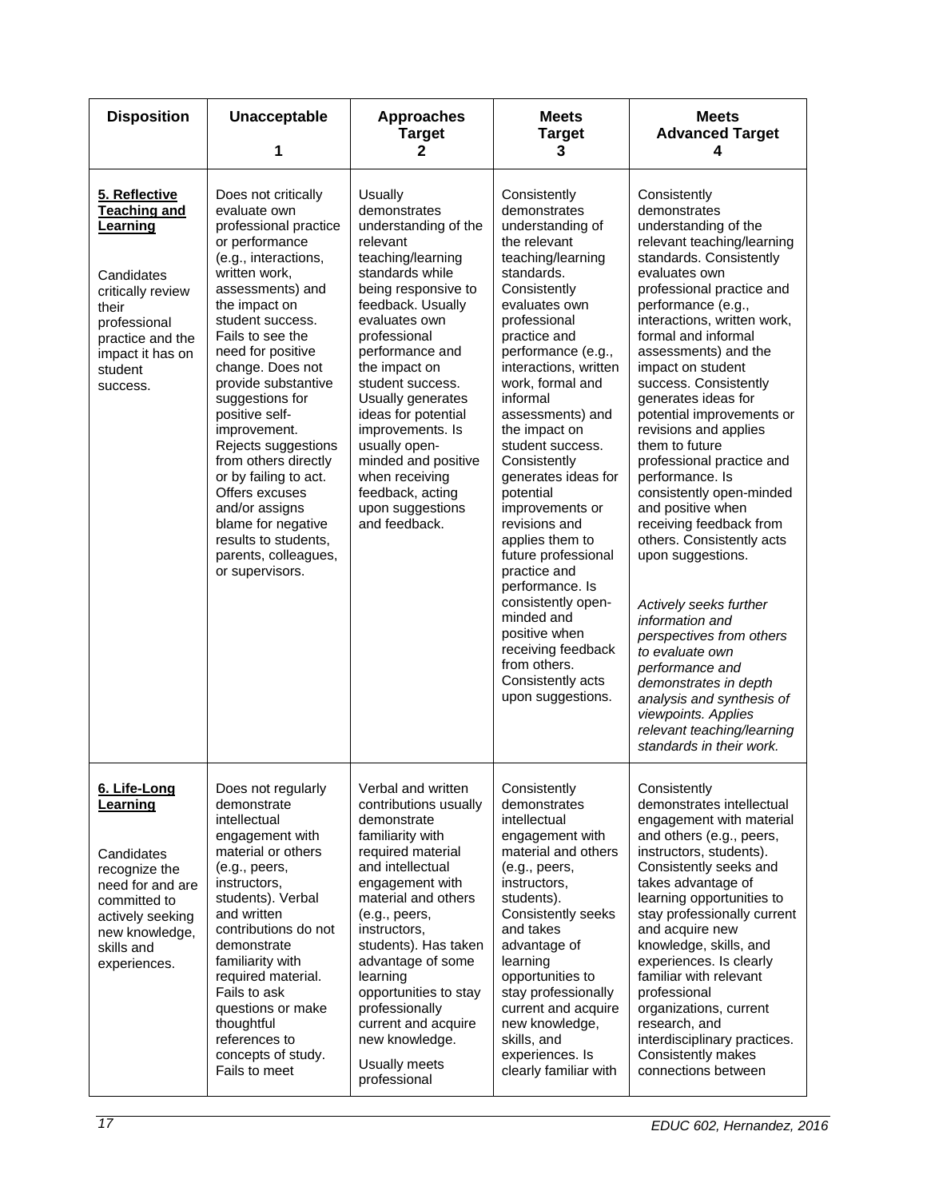| Disposition | Unacceptable<br>1 | Approaches Target<br>2 | Meets Target<br>3 | Meets Advanced Target<br>4 |
|---|---|---|---|---|
| **5. Reflective Teaching and Learning**<br><br>Candidates critically review their professional practice and the impact it has on student success. | Does not critically evaluate own professional practice or performance (e.g., interactions, written work, assessments) and the impact on student success. Fails to see the need for positive change. Does not provide substantive suggestions for positive self-improvement. Rejects suggestions from others directly or by failing to act. Offers excuses and/or assigns blame for negative results to students, parents, colleagues, or supervisors. | Usually demonstrates understanding of the relevant teaching/learning standards while being responsive to feedback. Usually evaluates own professional performance and the impact on student success. Usually generates ideas for potential improvements. Is usually open-minded and positive when receiving feedback, acting upon suggestions and feedback. | Consistently demonstrates understanding of the relevant teaching/learning standards. Consistently evaluates own professional practice and performance (e.g., interactions, written work, formal and informal assessments) and the impact on student success. Consistently generates ideas for potential improvements or revisions and applies them to future professional practice and performance. Is consistently open-minded and positive when receiving feedback from others. Consistently acts upon suggestions. | Consistently demonstrates understanding of the relevant teaching/learning standards. Consistently evaluates own professional practice and performance (e.g., interactions, written work, formal and informal assessments) and the impact on student success. Consistently generates ideas for potential improvements or revisions and applies them to future professional practice and performance. Is consistently open-minded and positive when receiving feedback from others. Consistently acts upon suggestions.<br><br>*Actively seeks further information and perspectives from others to evaluate own performance and demonstrates in depth analysis and synthesis of viewpoints. Applies relevant teaching/learning standards in their work.* |
| **6. Life-Long Learning**<br><br>Candidates recognize the need for and are committed to actively seeking new knowledge, skills and experiences. | Does not regularly demonstrate intellectual engagement with material or others (e.g., peers, instructors, students). Verbal and written contributions do not demonstrate familiarity with required material. Fails to ask questions or make thoughtful references to concepts of study. Fails to meet | Verbal and written contributions usually demonstrate familiarity with required material and intellectual engagement with material and others (e.g., peers, instructors, students). Has taken advantage of some learning opportunities to stay professionally current and acquire new knowledge.<br><br>Usually meets professional | Consistently demonstrates intellectual engagement with material and others (e.g., peers, instructors, students). Consistently seeks and takes advantage of learning opportunities to stay professionally current and acquire new knowledge, skills, and experiences. Is clearly familiar with | Consistently demonstrates intellectual engagement with material and others (e.g., peers, instructors, students). Consistently seeks and takes advantage of learning opportunities to stay professionally current and acquire new knowledge, skills, and experiences. Is clearly familiar with relevant professional organizations, current research, and interdisciplinary practices. Consistently makes connections between |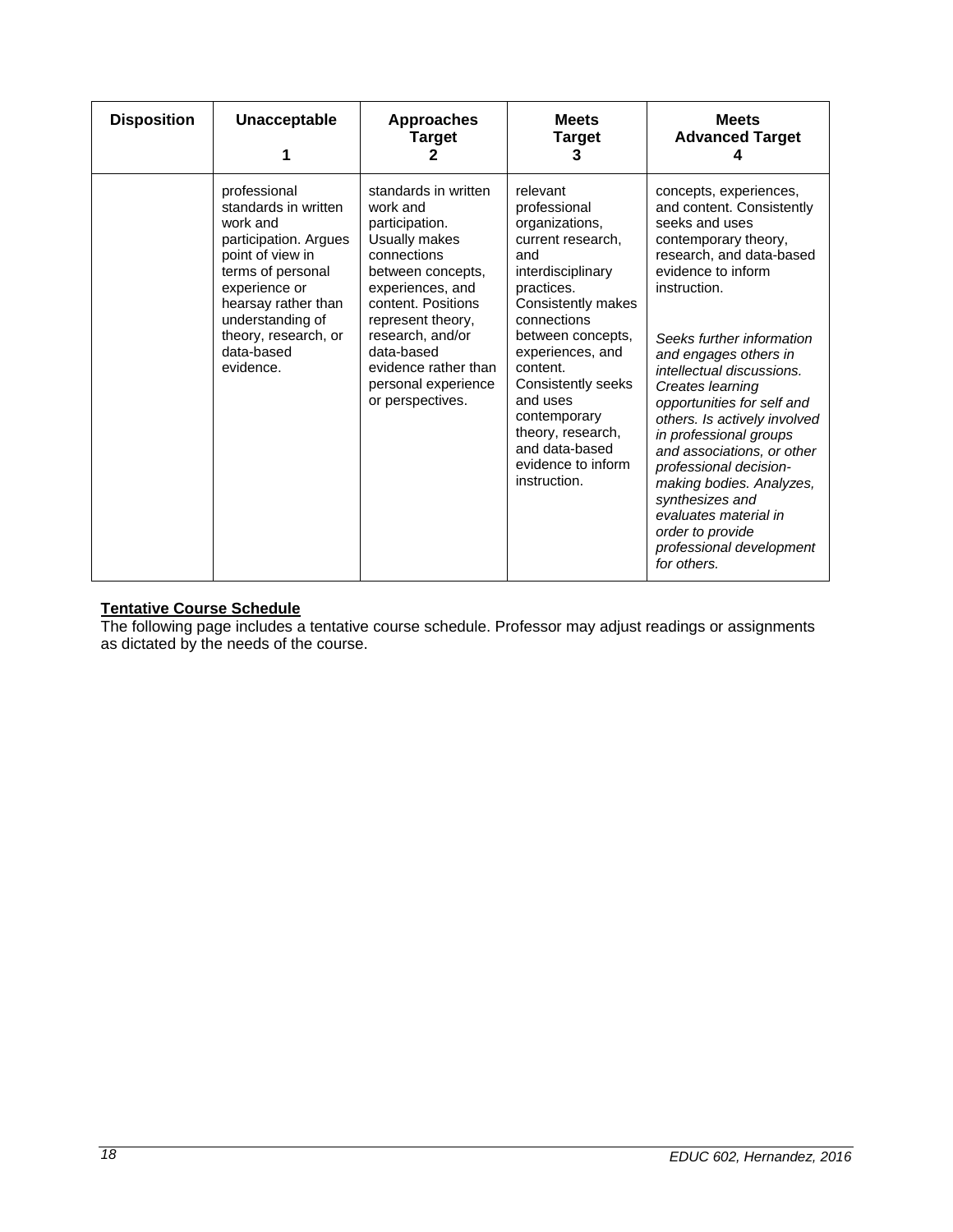| Disposition | Unacceptable 1 | Approaches Target 2 | Meets Target 3 | Meets Advanced Target 4 |
|---|---|---|---|---|
| | professional standards in written work and participation. Argues point of view in terms of personal experience or hearsay rather than understanding of theory, research, or data-based evidence. | standards in written work and participation. Usually makes connections between concepts, experiences, and content. Positions represent theory, research, and/or data-based evidence rather than personal experience or perspectives. | relevant professional organizations, current research, and interdisciplinary practices. Consistently makes connections between concepts, experiences, and content. Consistently seeks and uses contemporary theory, research, and data-based evidence to inform instruction. | concepts, experiences, and content. Consistently seeks and uses contemporary theory, research, and data-based evidence to inform instruction. *Seeks further information and engages others in intellectual discussions. Creates learning opportunities for self and others. Is actively involved in professional groups and associations, or other professional decision-making bodies. Analyzes, synthesizes and evaluates material in order to provide professional development for others.* |

**Tentative Course Schedule**

The following page includes a tentative course schedule. Professor may adjust readings or assignments as dictated by the needs of the course.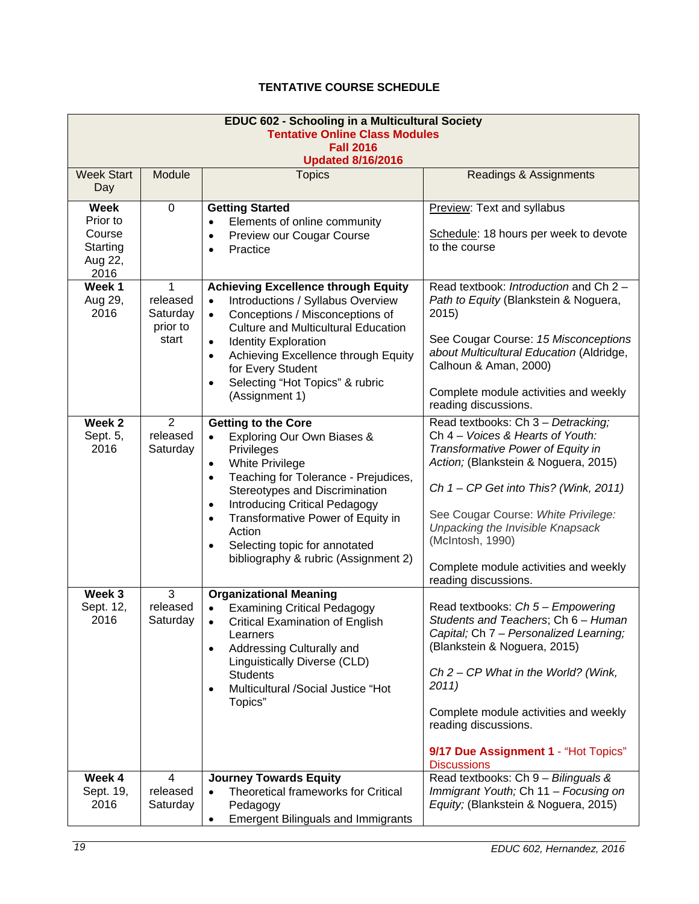## TENTATIVE COURSE SCHEDULE

| **EDUC 602 - Schooling in a Multicultural Society**<br>**Tentative Online Class Modules**<br>**Fall 2016**<br>**Updated 8/16/2016** | | | |
|---|---|---|---|
| Week Start Day | Module | Topics | Readings & Assignments |
| **Week** Prior to Course Starting Aug 22, 2016 | 0 | **Getting Started**<br>• Elements of online community<br>• Preview our Cougar Course<br>• Practice | Preview: Text and syllabus<br><br>Schedule: 18 hours per week to devote to the course |
| **Week 1** Aug 29, 2016 | 1 released Saturday prior to start | **Achieving Excellence through Equity**<br>• Introductions / Syllabus Overview<br>• Conceptions / Misconceptions of Culture and Multicultural Education<br>• Identity Exploration<br>• Achieving Excellence through Equity for Every Student<br>• Selecting "Hot Topics" & rubric (Assignment 1) | Read textbook: *Introduction* and Ch 2 – *Path to Equity* (Blankstein & Noguera, 2015)<br><br>See Cougar Course: *15 Misconceptions about Multicultural Education* (Aldridge, Calhoun & Aman, 2000)<br><br>Complete module activities and weekly reading discussions. |
| **Week 2** Sept. 5, 2016 | 2 released Saturday | **Getting to the Core**<br>• Exploring Our Own Biases & Privileges<br>• White Privilege<br>• Teaching for Tolerance - Prejudices, Stereotypes and Discrimination<br>• Introducing Critical Pedagogy<br>• Transformative Power of Equity in Action<br>• Selecting topic for annotated bibliography & rubric (Assignment 2) | Read textbooks: Ch 3 – *Detracking;* Ch 4 – *Voices & Hearts of Youth: Transformative Power of Equity in Action;* (Blankstein & Noguera, 2015)<br><br>*Ch 1 – CP Get into This? (Wink, 2011)*<br><br>See Cougar Course: *White Privilege: Unpacking the Invisible Knapsack* (McIntosh, 1990)<br><br>Complete module activities and weekly reading discussions. |
| **Week 3** Sept. 12, 2016 | 3 released Saturday | **Organizational Meaning**<br>• Examining Critical Pedagogy<br>• Critical Examination of English Learners<br>• Addressing Culturally and Linguistically Diverse (CLD) Students<br>• Multicultural /Social Justice "Hot Topics" | Read textbooks: *Ch 5 – Empowering Students and Teachers*; Ch 6 – *Human Capital;* Ch 7 – *Personalized Learning;* (Blankstein & Noguera, 2015)<br><br>*Ch 2 – CP What in the World? (Wink, 2011)*<br><br>Complete module activities and weekly reading discussions.<br><br>**9/17 Due Assignment 1** - "Hot Topics" Discussions |
| **Week 4** Sept. 19, 2016 | 4 released Saturday | **Journey Towards Equity**<br>• Theoretical frameworks for Critical Pedagogy<br>• Emergent Bilinguals and Immigrants | Read textbooks: Ch 9 – *Bilinguals & Immigrant Youth;* Ch 11 – *Focusing on Equity;* (Blankstein & Noguera, 2015) |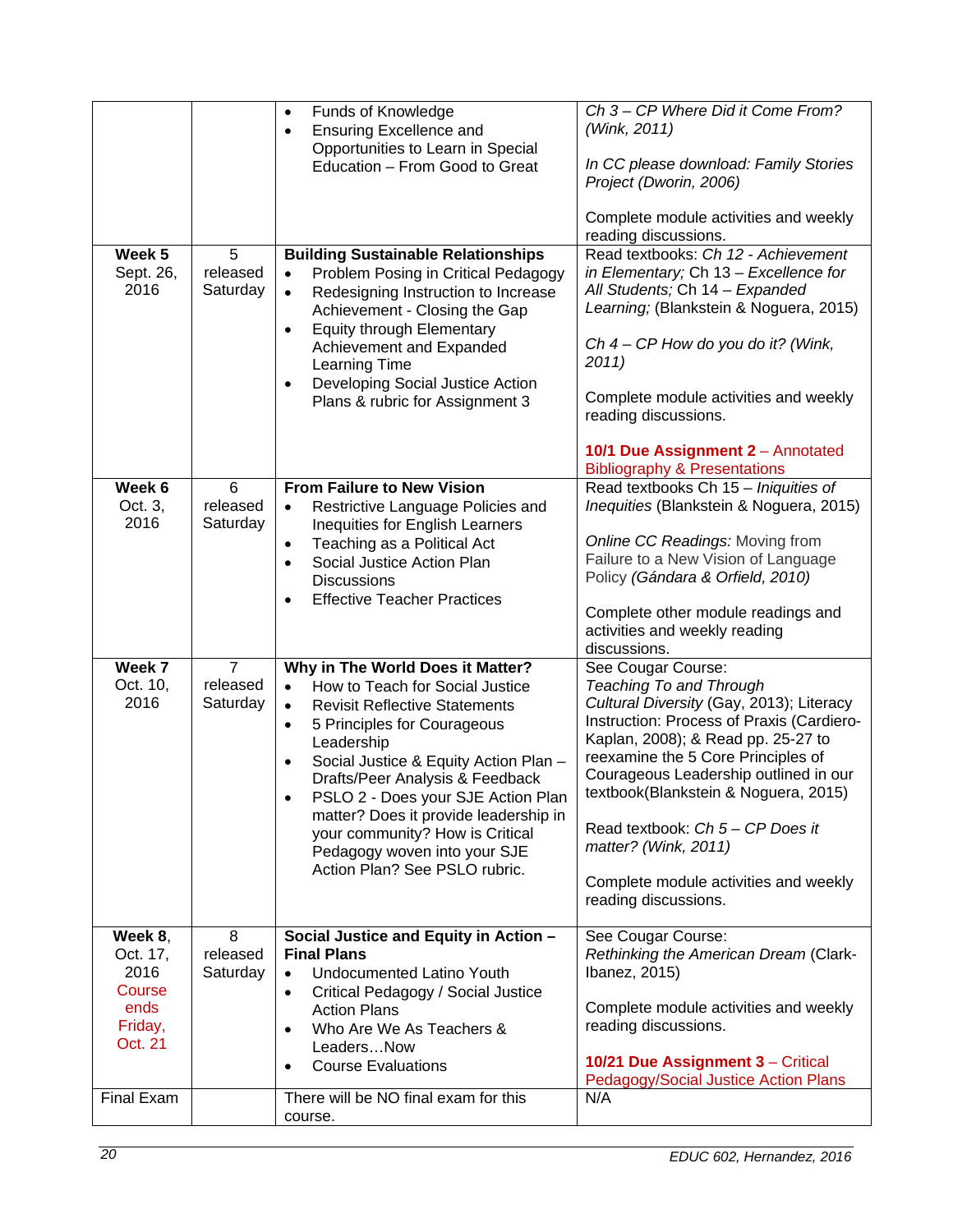| | | | |
|---|---|---|---|
| | | • Funds of Knowledge<br>• Ensuring Excellence and Opportunities to Learn in Special Education – From Good to Great | *Ch 3 – CP Where Did it Come From? (Wink, 2011)*<br><br>*In CC please download: Family Stories Project (Dworin, 2006)*<br><br>Complete module activities and weekly reading discussions. |
| **Week 5** Sept. 26, 2016 | 5 released Saturday | **Building Sustainable Relationships**<br>• Problem Posing in Critical Pedagogy<br>• Redesigning Instruction to Increase Achievement - Closing the Gap<br>• Equity through Elementary Achievement and Expanded Learning Time<br>• Developing Social Justice Action Plans & rubric for Assignment 3 | Read textbooks: *Ch 12 - Achievement in Elementary;* Ch 13 – *Excellence for All Students;* Ch 14 – *Expanded Learning;* (Blankstein & Noguera, 2015)<br><br>*Ch 4 – CP How do you do it? (Wink, 2011)*<br><br>Complete module activities and weekly reading discussions.<br><br>**10/1 Due Assignment 2** – Annotated Bibliography & Presentations |
| **Week 6** Oct. 3, 2016 | 6 released Saturday | **From Failure to New Vision**<br>• Restrictive Language Policies and Inequities for English Learners<br>• Teaching as a Political Act<br>• Social Justice Action Plan Discussions<br>• Effective Teacher Practices | Read textbooks Ch 15 – *Iniquities of Inequities* (Blankstein & Noguera, 2015)<br><br>*Online CC Readings:* Moving from Failure to a New Vision of Language Policy *(Gándara & Orfield, 2010)*<br><br>Complete other module readings and activities and weekly reading discussions. |
| **Week 7** Oct. 10, 2016 | 7 released Saturday | **Why in The World Does it Matter?**<br>• How to Teach for Social Justice<br>• Revisit Reflective Statements<br>• 5 Principles for Courageous Leadership<br>• Social Justice & Equity Action Plan – Drafts/Peer Analysis & Feedback<br>• PSLO 2 - Does your SJE Action Plan matter? Does it provide leadership in your community? How is Critical Pedagogy woven into your SJE Action Plan? See PSLO rubric. | See Cougar Course: *Teaching To and Through Cultural Diversity* (Gay, 2013); Literacy Instruction: Process of Praxis (Cardiero-Kaplan, 2008); & Read pp. 25-27 to reexamine the 5 Core Principles of Courageous Leadership outlined in our textbook(Blankstein & Noguera, 2015)<br><br>Read textbook: *Ch 5 – CP Does it matter? (Wink, 2011)*<br><br>Complete module activities and weekly reading discussions. |
| **Week 8**, Oct. 17, 2016 Course ends Friday, Oct. 21 | 8 released Saturday | **Social Justice and Equity in Action – Final Plans**<br>• Undocumented Latino Youth<br>• Critical Pedagogy / Social Justice Action Plans<br>• Who Are We As Teachers & Leaders…Now<br>• Course Evaluations | See Cougar Course: *Rethinking the American Dream* (Clark-Ibanez, 2015)<br><br>Complete module activities and weekly reading discussions.<br><br>**10/21 Due Assignment 3** – Critical Pedagogy/Social Justice Action Plans |
| Final Exam | | There will be NO final exam for this course. | N/A |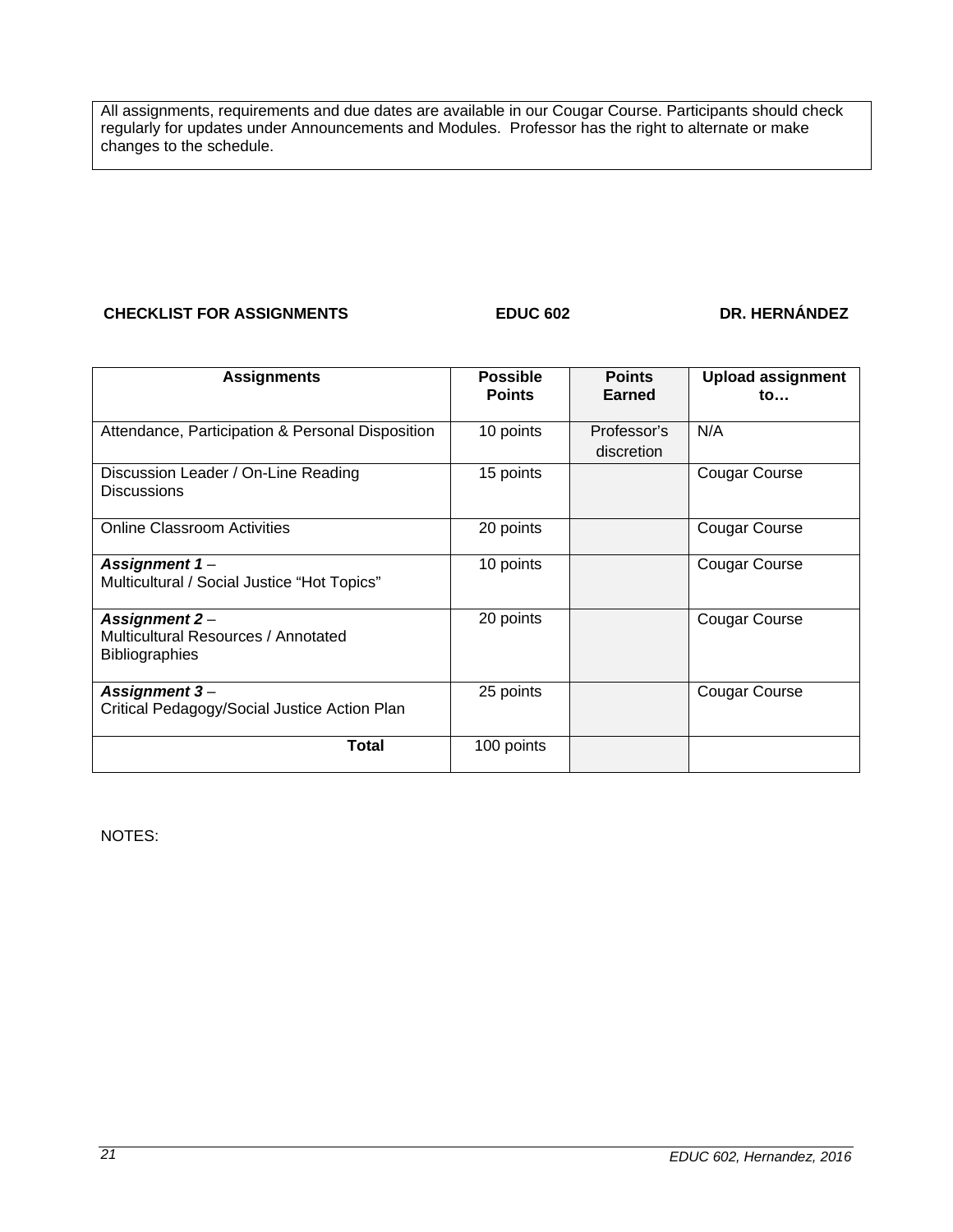All assignments, requirements and due dates are available in our Cougar Course. Participants should check regularly for updates under Announcements and Modules. Professor has the right to alternate or make changes to the schedule.

**CHECKLIST FOR ASSIGNMENTS  EDUC 602  DR. HERNÁNDEZ**

| Assignments | Possible Points | Points Earned | Upload assignment to… |
|---|---|---|---|
| Attendance, Participation & Personal Disposition | 10 points | Professor's discretion | N/A |
| Discussion Leader / On-Line Reading Discussions | 15 points | | Cougar Course |
| Online Classroom Activities | 20 points | | Cougar Course |
| ***Assignment 1*** – Multicultural / Social Justice "Hot Topics" | 10 points | | Cougar Course |
| ***Assignment 2*** – Multicultural Resources / Annotated Bibliographies | 20 points | | Cougar Course |
| ***Assignment 3*** – Critical Pedagogy/Social Justice Action Plan | 25 points | | Cougar Course |
| **Total** | 100 points | | |

NOTES: